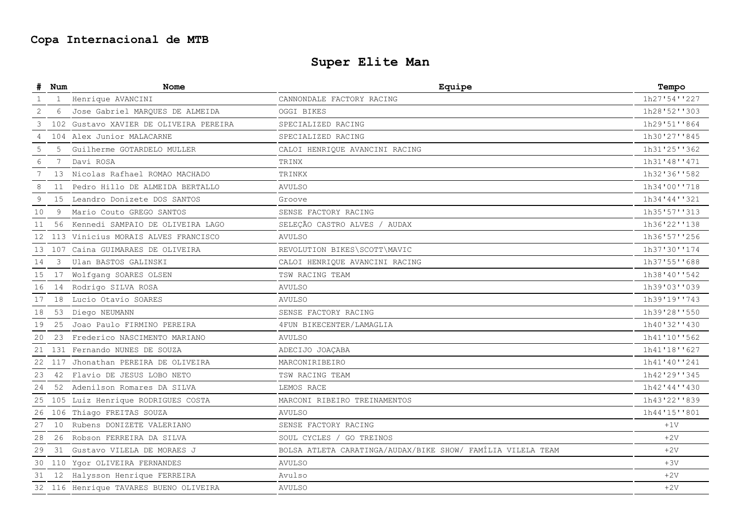# Copa Internacional de MTB

## Super Elite Man

| # | Num | Nome | Equipe | Tempo |
|---|---|---|---|---|
| 1 | 1 | Henrique AVANCINI | CANNONDALE FACTORY RACING | 1h27'54''227 |
| 2 | 6 | Jose Gabriel MARQUES DE ALMEIDA | OGGI BIKES | 1h28'52''303 |
| 3 | 102 | Gustavo XAVIER DE OLIVEIRA PEREIRA | SPECIALIZED RACING | 1h29'51''864 |
| 4 | 104 | Alex Junior MALACARNE | SPECIALIZED RACING | 1h30'27''845 |
| 5 | 5 | Guilherme GOTARDELO MULLER | CALOI HENRIQUE AVANCINI RACING | 1h31'25''362 |
| 6 | 7 | Davi ROSA | TRINX | 1h31'48''471 |
| 7 | 13 | Nicolas Rafhael ROMAO MACHADO | TRINKX | 1h32'36''582 |
| 8 | 11 | Pedro Hillo DE ALMEIDA BERTALLO | AVULSO | 1h34'00''718 |
| 9 | 15 | Leandro Donizete DOS SANTOS | Groove | 1h34'44''321 |
| 10 | 9 | Mario Couto GREGO SANTOS | SENSE FACTORY RACING | 1h35'57''313 |
| 11 | 56 | Kennedi SAMPAIO DE OLIVEIRA LAGO | SELEÇÃO CASTRO ALVES / AUDAX | 1h36'22''138 |
| 12 | 113 | Vinicius MORAIS ALVES FRANCISCO | AVULSO | 1h36'57''256 |
| 13 | 107 | Caina GUIMARAES DE OLIVEIRA | REVOLUTION BIKES\SCOTT\MAVIC | 1h37'30''174 |
| 14 | 3 | Ulan BASTOS GALINSKI | CALOI HENRIQUE AVANCINI RACING | 1h37'55''688 |
| 15 | 17 | Wolfgang SOARES OLSEN | TSW RACING TEAM | 1h38'40''542 |
| 16 | 14 | Rodrigo SILVA ROSA | AVULSO | 1h39'03''039 |
| 17 | 18 | Lucio Otavio SOARES | AVULSO | 1h39'19''743 |
| 18 | 53 | Diego NEUMANN | SENSE FACTORY RACING | 1h39'28''550 |
| 19 | 25 | Joao Paulo FIRMINO PEREIRA | 4FUN BIKECENTER/LAMAGLIA | 1h40'32''430 |
| 20 | 23 | Frederico NASCIMENTO MARIANO | AVULSO | 1h41'10''562 |
| 21 | 131 | Fernando NUNES DE SOUZA | ADECIJO JOAÇABA | 1h41'18''627 |
| 22 | 117 | Jhonathan PEREIRA DE OLIVEIRA | MARCONIRIBEIRO | 1h41'40''241 |
| 23 | 42 | Flavio DE JESUS LOBO NETO | TSW RACING TEAM | 1h42'29''345 |
| 24 | 52 | Adenilson Romares DA SILVA | LEMOS RACE | 1h42'44''430 |
| 25 | 105 | Luiz Henrique RODRIGUES COSTA | MARCONI RIBEIRO TREINAMENTOS | 1h43'22''839 |
| 26 | 106 | Thiago FREITAS SOUZA | AVULSO | 1h44'15''801 |
| 27 | 10 | Rubens DONIZETE VALERIANO | SENSE FACTORY RACING | +1V |
| 28 | 26 | Robson FERREIRA DA SILVA | SOUL CYCLES / GO TREINOS | +2V |
| 29 | 31 | Gustavo VILELA DE MORAES J | BOLSA ATLETA CARATINGA/AUDAX/BIKE SHOW/ FAMÍLIA VILELA TEAM | +2V |
| 30 | 110 | Ygor OLIVEIRA FERNANDES | AVULSO | +3V |
| 31 | 12 | Halysson Henrique FERREIRA | Avulso | +2V |
| 32 | 116 | Henrique TAVARES BUENO OLIVEIRA | AVULSO | +2V |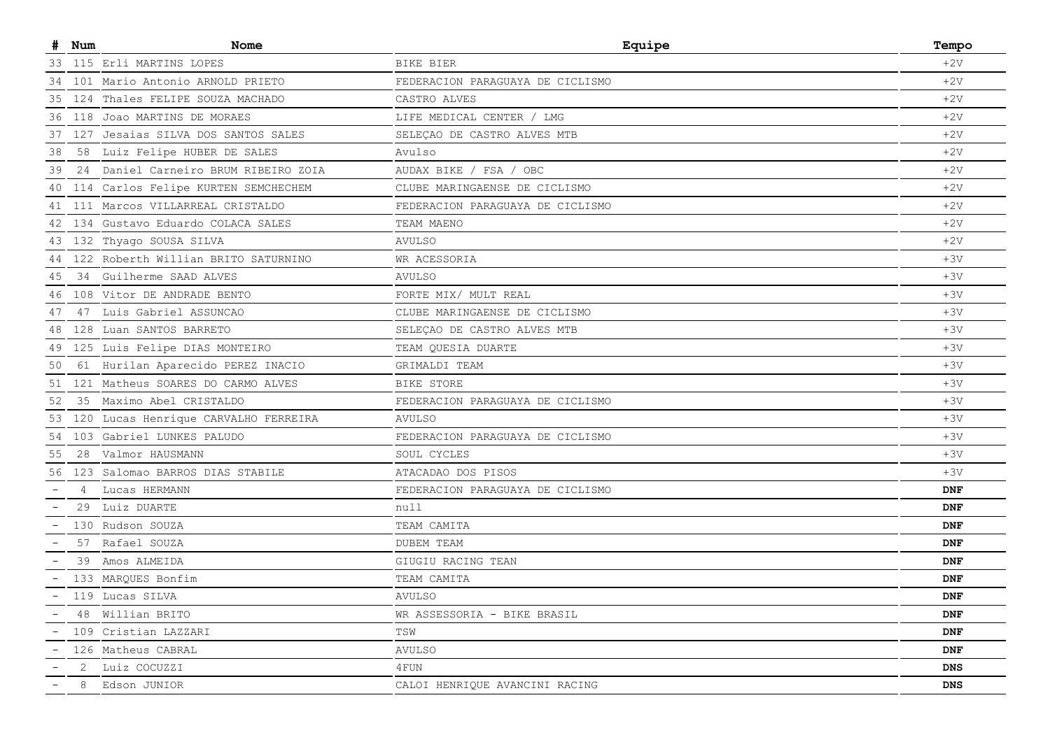| # | Num | Nome | Equipe | Tempo |
|---|---|---|---|---|
| 33 | 115 | Erli MARTINS LOPES | BIKE BIER | +2V |
| 34 | 101 | Mario Antonio ARNOLD PRIETO | FEDERACION PARAGUAYA DE CICLISMO | +2V |
| 35 | 124 | Thales FELIPE SOUZA MACHADO | CASTRO ALVES | +2V |
| 36 | 118 | Joao MARTINS DE MORAES | LIFE MEDICAL CENTER / LMG | +2V |
| 37 | 127 | Jesaias SILVA DOS SANTOS SALES | SELEÇAO DE CASTRO ALVES MTB | +2V |
| 38 | 58 | Luiz Felipe HUBER DE SALES | Avulso | +2V |
| 39 | 24 | Daniel Carneiro BRUM RIBEIRO ZOIA | AUDAX BIKE / FSA / OBC | +2V |
| 40 | 114 | Carlos Felipe KURTEN SEMCHECHEM | CLUBE MARINGAENSE DE CICLISMO | +2V |
| 41 | 111 | Marcos VILLARREAL CRISTALDO | FEDERACION PARAGUAYA DE CICLISMO | +2V |
| 42 | 134 | Gustavo Eduardo COLACA SALES | TEAM MAENO | +2V |
| 43 | 132 | Thyago SOUSA SILVA | AVULSO | +2V |
| 44 | 122 | Roberth Willian BRITO SATURNINO | WR ACESSORIA | +3V |
| 45 | 34 | Guilherme SAAD ALVES | AVULSO | +3V |
| 46 | 108 | Vitor DE ANDRADE BENTO | FORTE MIX/ MULT REAL | +3V |
| 47 | 47 | Luis Gabriel ASSUNCAO | CLUBE MARINGAENSE DE CICLISMO | +3V |
| 48 | 128 | Luan SANTOS BARRETO | SELEÇAO DE CASTRO ALVES MTB | +3V |
| 49 | 125 | Luis Felipe DIAS MONTEIRO | TEAM QUESIA DUARTE | +3V |
| 50 | 61 | Hurilan Aparecido PEREZ INACIO | GRIMALDI TEAM | +3V |
| 51 | 121 | Matheus SOARES DO CARMO ALVES | BIKE STORE | +3V |
| 52 | 35 | Maximo Abel CRISTALDO | FEDERACION PARAGUAYA DE CICLISMO | +3V |
| 53 | 120 | Lucas Henrique CARVALHO FERREIRA | AVULSO | +3V |
| 54 | 103 | Gabriel LUNKES PALUDO | FEDERACION PARAGUAYA DE CICLISMO | +3V |
| 55 | 28 | Valmor HAUSMANN | SOUL CYCLES | +3V |
| 56 | 123 | Salomao BARROS DIAS STABILE | ATACADAO DOS PISOS | +3V |
| - | 4 | Lucas HERMANN | FEDERACION PARAGUAYA DE CICLISMO | **DNF** |
| - | 29 | Luiz DUARTE | null | **DNF** |
| - | 130 | Rudson SOUZA | TEAM CAMITA | **DNF** |
| - | 57 | Rafael SOUZA | DUBEM TEAM | **DNF** |
| - | 39 | Amos ALMEIDA | GIUGIU RACING TEAN | **DNF** |
| - | 133 | MARQUES Bonfim | TEAM CAMITA | **DNF** |
| - | 119 | Lucas SILVA | AVULSO | **DNF** |
| - | 48 | Willian BRITO | WR ASSESSORIA - BIKE BRASIL | **DNF** |
| - | 109 | Cristian LAZZARI | TSW | **DNF** |
| - | 126 | Matheus CABRAL | AVULSO | **DNF** |
| - | 2 | Luiz COCUZZI | 4FUN | **DNS** |
| - | 8 | Edson JUNIOR | CALOI HENRIQUE AVANCINI RACING | **DNS** |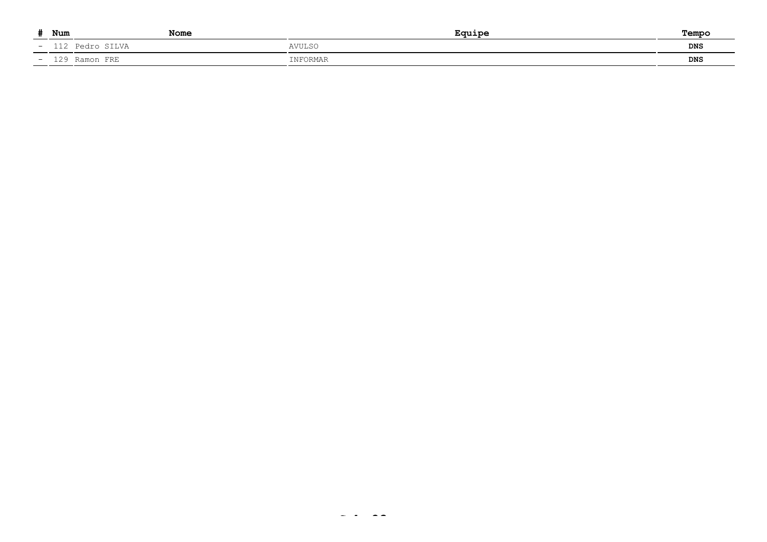| # | Num | Nome | Equipe | Tempo |
|---|---|---|---|---|
| - | 112 | Pedro SILVA | AVULSO | **DNS** |
| - | 129 | Ramon FRE | INFORMAR | **DNS** |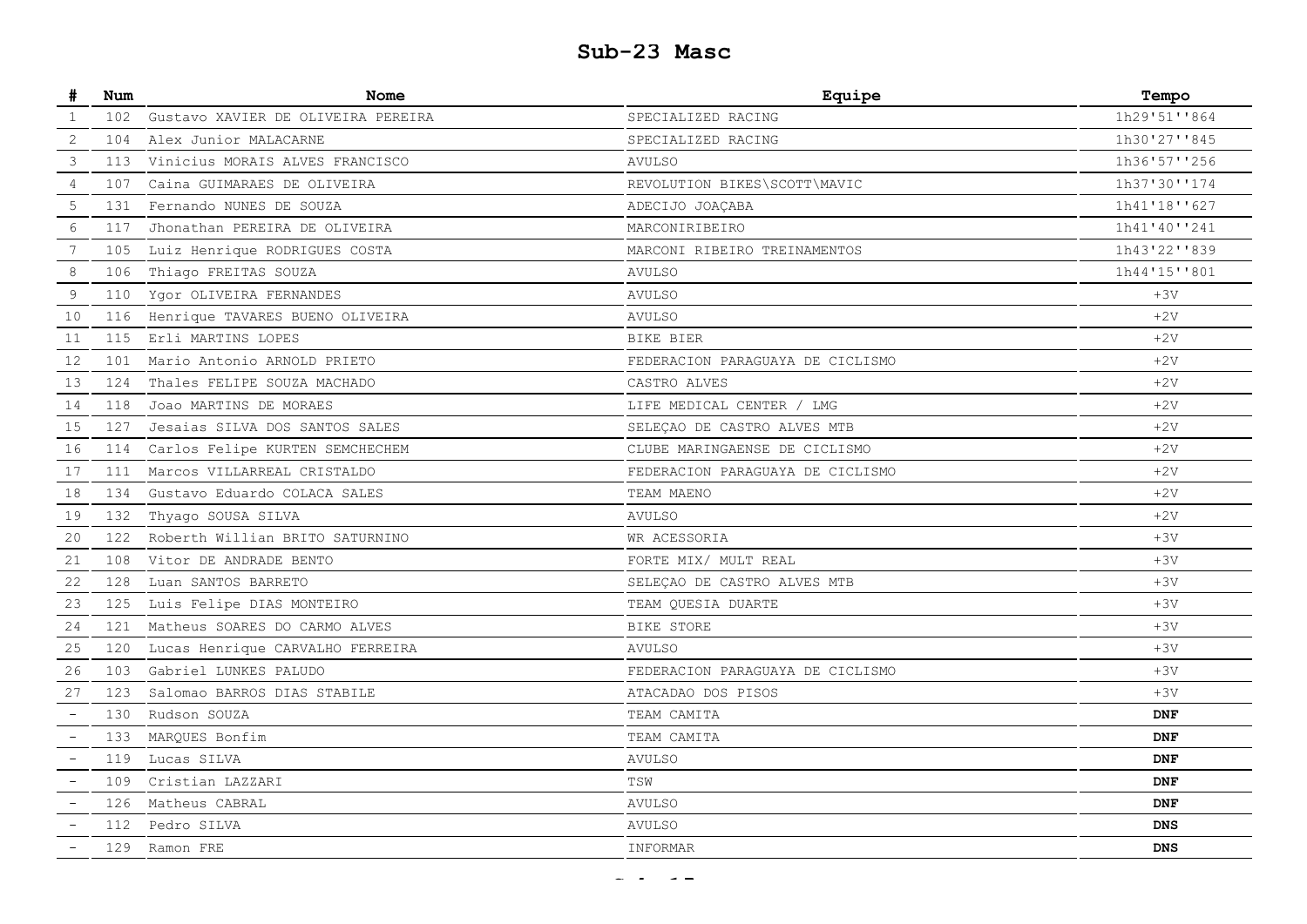# Sub-23 Masc

| # | Num | Nome | Equipe | Tempo |
|---|---|---|---|---|
| 1 | 102 | Gustavo XAVIER DE OLIVEIRA PEREIRA | SPECIALIZED RACING | 1h29'51''864 |
| 2 | 104 | Alex Junior MALACARNE | SPECIALIZED RACING | 1h30'27''845 |
| 3 | 113 | Vinicius MORAIS ALVES FRANCISCO | AVULSO | 1h36'57''256 |
| 4 | 107 | Caina GUIMARAES DE OLIVEIRA | REVOLUTION BIKES\SCOTT\MAVIC | 1h37'30''174 |
| 5 | 131 | Fernando NUNES DE SOUZA | ADECIJO JOAÇABA | 1h41'18''627 |
| 6 | 117 | Jhonathan PEREIRA DE OLIVEIRA | MARCONIRIBEIRO | 1h41'40''241 |
| 7 | 105 | Luiz Henrique RODRIGUES COSTA | MARCONI RIBEIRO TREINAMENTOS | 1h43'22''839 |
| 8 | 106 | Thiago FREITAS SOUZA | AVULSO | 1h44'15''801 |
| 9 | 110 | Ygor OLIVEIRA FERNANDES | AVULSO | +3V |
| 10 | 116 | Henrique TAVARES BUENO OLIVEIRA | AVULSO | +2V |
| 11 | 115 | Erli MARTINS LOPES | BIKE BIER | +2V |
| 12 | 101 | Mario Antonio ARNOLD PRIETO | FEDERACION PARAGUAYA DE CICLISMO | +2V |
| 13 | 124 | Thales FELIPE SOUZA MACHADO | CASTRO ALVES | +2V |
| 14 | 118 | Joao MARTINS DE MORAES | LIFE MEDICAL CENTER / LMG | +2V |
| 15 | 127 | Jesaias SILVA DOS SANTOS SALES | SELEÇAO DE CASTRO ALVES MTB | +2V |
| 16 | 114 | Carlos Felipe KURTEN SEMCHECHEM | CLUBE MARINGAENSE DE CICLISMO | +2V |
| 17 | 111 | Marcos VILLARREAL CRISTALDO | FEDERACION PARAGUAYA DE CICLISMO | +2V |
| 18 | 134 | Gustavo Eduardo COLACA SALES | TEAM MAENO | +2V |
| 19 | 132 | Thyago SOUSA SILVA | AVULSO | +2V |
| 20 | 122 | Roberth Willian BRITO SATURNINO | WR ACESSORIA | +3V |
| 21 | 108 | Vitor DE ANDRADE BENTO | FORTE MIX/ MULT REAL | +3V |
| 22 | 128 | Luan SANTOS BARRETO | SELEÇAO DE CASTRO ALVES MTB | +3V |
| 23 | 125 | Luis Felipe DIAS MONTEIRO | TEAM QUESIA DUARTE | +3V |
| 24 | 121 | Matheus SOARES DO CARMO ALVES | BIKE STORE | +3V |
| 25 | 120 | Lucas Henrique CARVALHO FERREIRA | AVULSO | +3V |
| 26 | 103 | Gabriel LUNKES PALUDO | FEDERACION PARAGUAYA DE CICLISMO | +3V |
| 27 | 123 | Salomao BARROS DIAS STABILE | ATACADAO DOS PISOS | +3V |
| - | 130 | Rudson SOUZA | TEAM CAMITA | **DNF** |
| - | 133 | MARQUES Bonfim | TEAM CAMITA | **DNF** |
| - | 119 | Lucas SILVA | AVULSO | **DNF** |
| - | 109 | Cristian LAZZARI | TSW | **DNF** |
| - | 126 | Matheus CABRAL | AVULSO | **DNF** |
| - | 112 | Pedro SILVA | AVULSO | **DNS** |
| - | 129 | Ramon FRE | INFORMAR | **DNS** |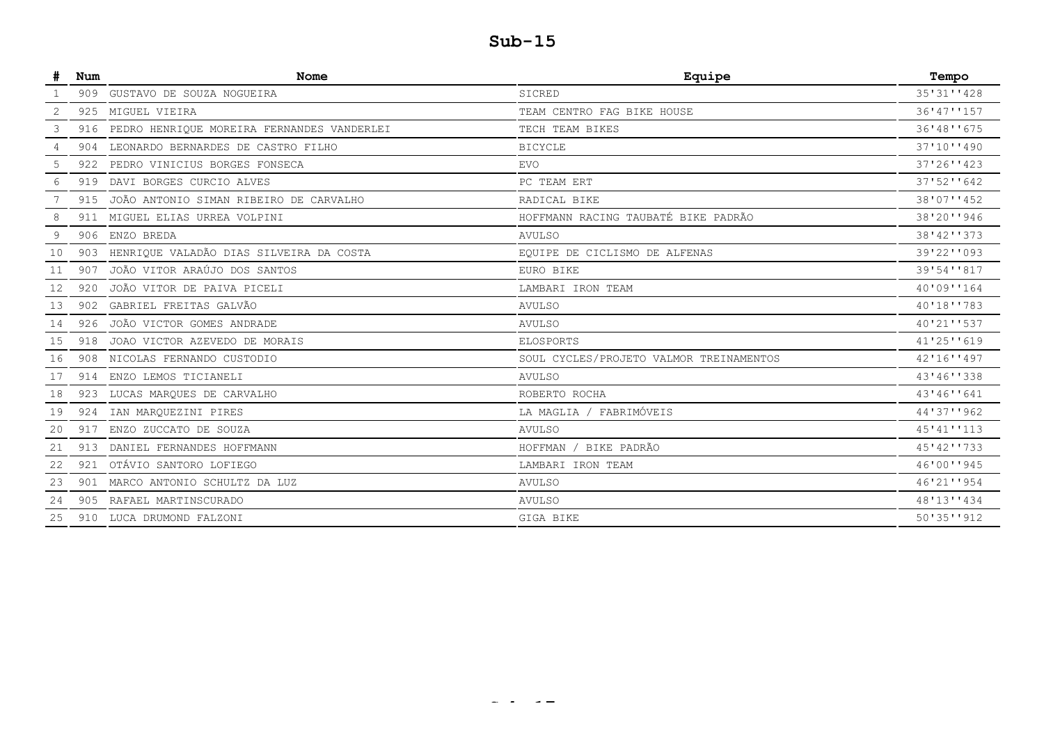# Sub-15

| # | Num | Nome | Equipe | Tempo |
|---|---|---|---|---|
| 1 | 909 | GUSTAVO DE SOUZA NOGUEIRA | SICRED | 35'31''428 |
| 2 | 925 | MIGUEL VIEIRA | TEAM CENTRO FAG BIKE HOUSE | 36'47''157 |
| 3 | 916 | PEDRO HENRIQUE MOREIRA FERNANDES VANDERLEI | TECH TEAM BIKES | 36'48''675 |
| 4 | 904 | LEONARDO BERNARDES DE CASTRO FILHO | BICYCLE | 37'10''490 |
| 5 | 922 | PEDRO VINICIUS BORGES FONSECA | EVO | 37'26''423 |
| 6 | 919 | DAVI BORGES CURCIO ALVES | PC TEAM ERT | 37'52''642 |
| 7 | 915 | JOÃO ANTONIO SIMAN RIBEIRO DE CARVALHO | RADICAL BIKE | 38'07''452 |
| 8 | 911 | MIGUEL ELIAS URREA VOLPINI | HOFFMANN RACING TAUBATÉ BIKE PADRÃO | 38'20''946 |
| 9 | 906 | ENZO BREDA | AVULSO | 38'42''373 |
| 10 | 903 | HENRIQUE VALADÃO DIAS SILVEIRA DA COSTA | EQUIPE DE CICLISMO DE ALFENAS | 39'22''093 |
| 11 | 907 | JOÃO VITOR ARAÚJO DOS SANTOS | EURO BIKE | 39'54''817 |
| 12 | 920 | JOÃO VITOR DE PAIVA PICELI | LAMBARI IRON TEAM | 40'09''164 |
| 13 | 902 | GABRIEL FREITAS GALVÃO | AVULSO | 40'18''783 |
| 14 | 926 | JOÃO VICTOR GOMES ANDRADE | AVULSO | 40'21''537 |
| 15 | 918 | JOAO VICTOR AZEVEDO DE MORAIS | ELOSPORTS | 41'25''619 |
| 16 | 908 | NICOLAS FERNANDO CUSTODIO | SOUL CYCLES/PROJETO VALMOR TREINAMENTOS | 42'16''497 |
| 17 | 914 | ENZO LEMOS TICIANELI | AVULSO | 43'46''338 |
| 18 | 923 | LUCAS MARQUES DE CARVALHO | ROBERTO ROCHA | 43'46''641 |
| 19 | 924 | IAN MARQUEZINI PIRES | LA MAGLIA / FABRIMÓVEIS | 44'37''962 |
| 20 | 917 | ENZO ZUCCATO DE SOUZA | AVULSO | 45'41''113 |
| 21 | 913 | DANIEL FERNANDES HOFFMANN | HOFFMAN / BIKE PADRÃO | 45'42''733 |
| 22 | 921 | OTÁVIO SANTORO LOFIEGO | LAMBARI IRON TEAM | 46'00''945 |
| 23 | 901 | MARCO ANTONIO SCHULTZ DA LUZ | AVULSO | 46'21''954 |
| 24 | 905 | RAFAEL MARTINSCURADO | AVULSO | 48'13''434 |
| 25 | 910 | LUCA DRUMOND FALZONI | GIGA BIKE | 50'35''912 |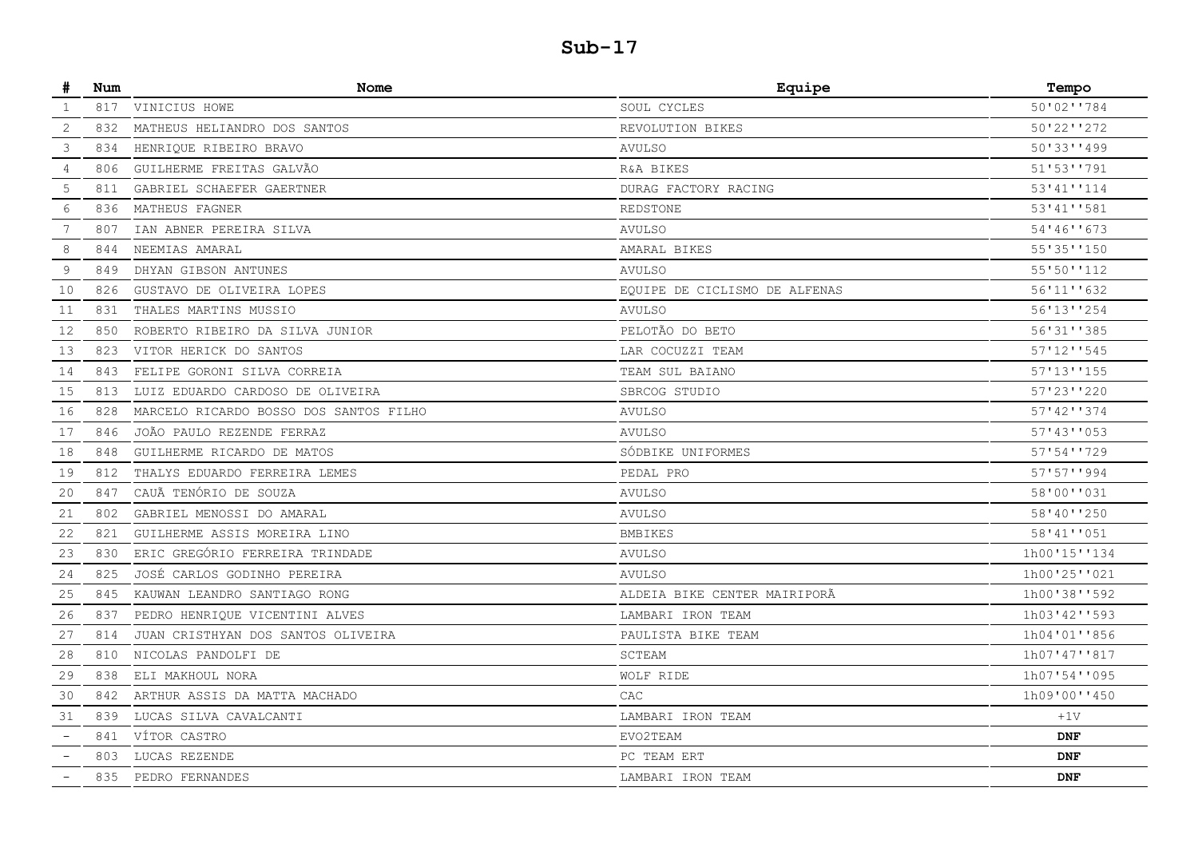# Sub-17

| # | Num | Nome | Equipe | Tempo |
|---|---|---|---|---|
| 1 | 817 | VINICIUS HOWE | SOUL CYCLES | 50'02''784 |
| 2 | 832 | MATHEUS HELIANDRO DOS SANTOS | REVOLUTION BIKES | 50'22''272 |
| 3 | 834 | HENRIQUE RIBEIRO BRAVO | AVULSO | 50'33''499 |
| 4 | 806 | GUILHERME FREITAS GALVÃO | R&A BIKES | 51'53''791 |
| 5 | 811 | GABRIEL SCHAEFER GAERTNER | DURAG FACTORY RACING | 53'41''114 |
| 6 | 836 | MATHEUS FAGNER | REDSTONE | 53'41''581 |
| 7 | 807 | IAN ABNER PEREIRA SILVA | AVULSO | 54'46''673 |
| 8 | 844 | NEEMIAS AMARAL | AMARAL BIKES | 55'35''150 |
| 9 | 849 | DHYAN GIBSON ANTUNES | AVULSO | 55'50''112 |
| 10 | 826 | GUSTAVO DE OLIVEIRA LOPES | EQUIPE DE CICLISMO DE ALFENAS | 56'11''632 |
| 11 | 831 | THALES MARTINS MUSSIO | AVULSO | 56'13''254 |
| 12 | 850 | ROBERTO RIBEIRO DA SILVA JUNIOR | PELOTÃO DO BETO | 56'31''385 |
| 13 | 823 | VITOR HERICK DO SANTOS | LAR COCUZZI TEAM | 57'12''545 |
| 14 | 843 | FELIPE GORONI SILVA CORREIA | TEAM SUL BAIANO | 57'13''155 |
| 15 | 813 | LUIZ EDUARDO CARDOSO DE OLIVEIRA | SBRCOG STUDIO | 57'23''220 |
| 16 | 828 | MARCELO RICARDO BOSSO DOS SANTOS FILHO | AVULSO | 57'42''374 |
| 17 | 846 | JOÃO PAULO REZENDE FERRAZ | AVULSO | 57'43''053 |
| 18 | 848 | GUILHERME RICARDO DE MATOS | SÓDBIKE UNIFORMES | 57'54''729 |
| 19 | 812 | THALYS EDUARDO FERREIRA LEMES | PEDAL PRO | 57'57''994 |
| 20 | 847 | CAUÃ TENÓRIO DE SOUZA | AVULSO | 58'00''031 |
| 21 | 802 | GABRIEL MENOSSI DO AMARAL | AVULSO | 58'40''250 |
| 22 | 821 | GUILHERME ASSIS MOREIRA LINO | BMBIKES | 58'41''051 |
| 23 | 830 | ERIC GREGÓRIO FERREIRA TRINDADE | AVULSO | 1h00'15''134 |
| 24 | 825 | JOSÉ CARLOS GODINHO PEREIRA | AVULSO | 1h00'25''021 |
| 25 | 845 | KAUWAN LEANDRO SANTIAGO RONG | ALDEIA BIKE CENTER MAIRIPORÃ | 1h00'38''592 |
| 26 | 837 | PEDRO HENRIQUE VICENTINI ALVES | LAMBARI IRON TEAM | 1h03'42''593 |
| 27 | 814 | JUAN CRISTHYAN DOS SANTOS OLIVEIRA | PAULISTA BIKE TEAM | 1h04'01''856 |
| 28 | 810 | NICOLAS PANDOLFI DE | SCTEAM | 1h07'47''817 |
| 29 | 838 | ELI MAKHOUL NORA | WOLF RIDE | 1h07'54''095 |
| 30 | 842 | ARTHUR ASSIS DA MATTA MACHADO | CAC | 1h09'00''450 |
| 31 | 839 | LUCAS SILVA CAVALCANTI | LAMBARI IRON TEAM | +1V |
| - | 841 | VÍTOR CASTRO | EVO2TEAM | **DNF** |
| - | 803 | LUCAS REZENDE | PC TEAM ERT | **DNF** |
| - | 835 | PEDRO FERNANDES | LAMBARI IRON TEAM | **DNF** |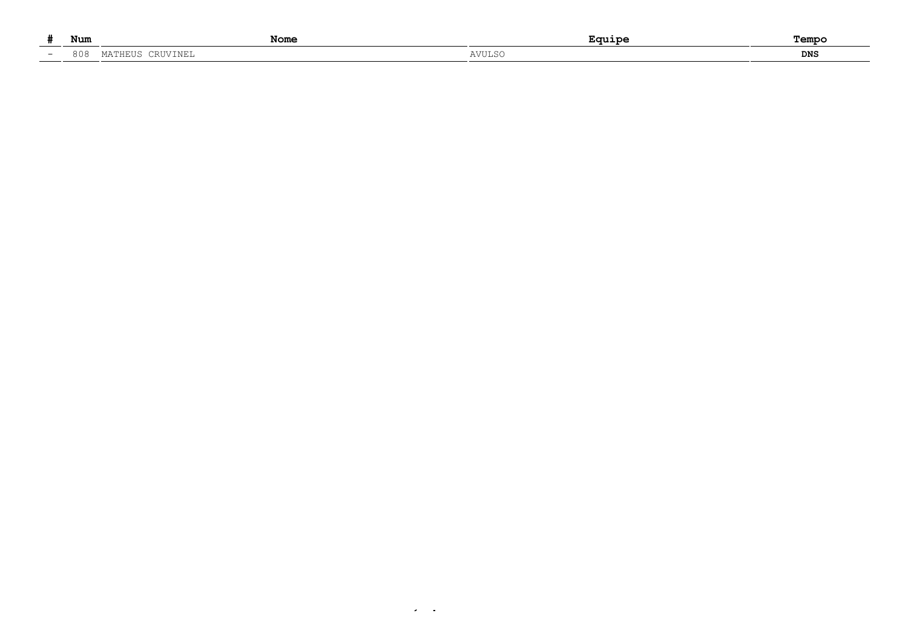| # | Num | Nome | Equipe | Tempo |
|---|---|---|---|---|
| - | 808 | MATHEUS CRUVINEL | AVULSO | **DNS** |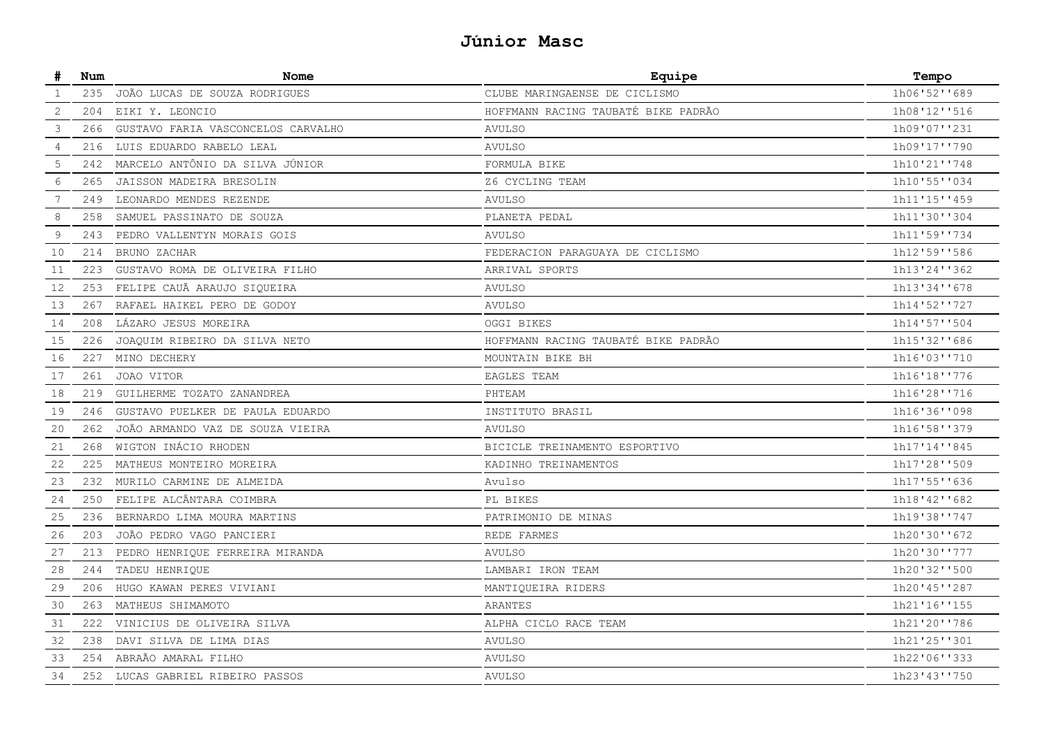# Júnior Masc

| # | Num | Nome | Equipe | Tempo |
|---|---|---|---|---|
| 1 | 235 | JOÃO LUCAS DE SOUZA RODRIGUES | CLUBE MARINGAENSE DE CICLISMO | 1h06'52''689 |
| 2 | 204 | EIKI Y. LEONCIO | HOFFMANN RACING TAUBATÉ BIKE PADRÃO | 1h08'12''516 |
| 3 | 266 | GUSTAVO FARIA VASCONCELOS CARVALHO | AVULSO | 1h09'07''231 |
| 4 | 216 | LUIS EDUARDO RABELO LEAL | AVULSO | 1h09'17''790 |
| 5 | 242 | MARCELO ANTÔNIO DA SILVA JÚNIOR | FORMULA BIKE | 1h10'21''748 |
| 6 | 265 | JAISSON MADEIRA BRESOLIN | Z6 CYCLING TEAM | 1h10'55''034 |
| 7 | 249 | LEONARDO MENDES REZENDE | AVULSO | 1h11'15''459 |
| 8 | 258 | SAMUEL PASSINATO DE SOUZA | PLANETA PEDAL | 1h11'30''304 |
| 9 | 243 | PEDRO VALLENTYN MORAIS GOIS | AVULSO | 1h11'59''734 |
| 10 | 214 | BRUNO ZACHAR | FEDERACION PARAGUAYA DE CICLISMO | 1h12'59''586 |
| 11 | 223 | GUSTAVO ROMA DE OLIVEIRA FILHO | ARRIVAL SPORTS | 1h13'24''362 |
| 12 | 253 | FELIPE CAUÃ ARAUJO SIQUEIRA | AVULSO | 1h13'34''678 |
| 13 | 267 | RAFAEL HAIKEL PERO DE GODOY | AVULSO | 1h14'52''727 |
| 14 | 208 | LÁZARO JESUS MOREIRA | OGGI BIKES | 1h14'57''504 |
| 15 | 226 | JOAQUIM RIBEIRO DA SILVA NETO | HOFFMANN RACING TAUBATÉ BIKE PADRÃO | 1h15'32''686 |
| 16 | 227 | MINO DECHERY | MOUNTAIN BIKE BH | 1h16'03''710 |
| 17 | 261 | JOAO VITOR | EAGLES TEAM | 1h16'18''776 |
| 18 | 219 | GUILHERME TOZATO ZANANDREA | PHTEAM | 1h16'28''716 |
| 19 | 246 | GUSTAVO PUELKER DE PAULA EDUARDO | INSTITUTO BRASIL | 1h16'36''098 |
| 20 | 262 | JOÃO ARMANDO VAZ DE SOUZA VIEIRA | AVULSO | 1h16'58''379 |
| 21 | 268 | WIGTON INÁCIO RHODEN | BICICLE TREINAMENTO ESPORTIVO | 1h17'14''845 |
| 22 | 225 | MATHEUS MONTEIRO MOREIRA | KADINHO TREINAMENTOS | 1h17'28''509 |
| 23 | 232 | MURILO CARMINE DE ALMEIDA | Avulso | 1h17'55''636 |
| 24 | 250 | FELIPE ALCÂNTARA COIMBRA | PL BIKES | 1h18'42''682 |
| 25 | 236 | BERNARDO LIMA MOURA MARTINS | PATRIMONIO DE MINAS | 1h19'38''747 |
| 26 | 203 | JOÃO PEDRO VAGO PANCIERI | REDE FARMES | 1h20'30''672 |
| 27 | 213 | PEDRO HENRIQUE FERREIRA MIRANDA | AVULSO | 1h20'30''777 |
| 28 | 244 | TADEU HENRIQUE | LAMBARI IRON TEAM | 1h20'32''500 |
| 29 | 206 | HUGO KAWAN PERES VIVIANI | MANTIQUEIRA RIDERS | 1h20'45''287 |
| 30 | 263 | MATHEUS SHIMAMOTO | ARANTES | 1h21'16''155 |
| 31 | 222 | VINICIUS DE OLIVEIRA SILVA | ALPHA CICLO RACE TEAM | 1h21'20''786 |
| 32 | 238 | DAVI SILVA DE LIMA DIAS | AVULSO | 1h21'25''301 |
| 33 | 254 | ABRAÃO AMARAL FILHO | AVULSO | 1h22'06''333 |
| 34 | 252 | LUCAS GABRIEL RIBEIRO PASSOS | AVULSO | 1h23'43''750 |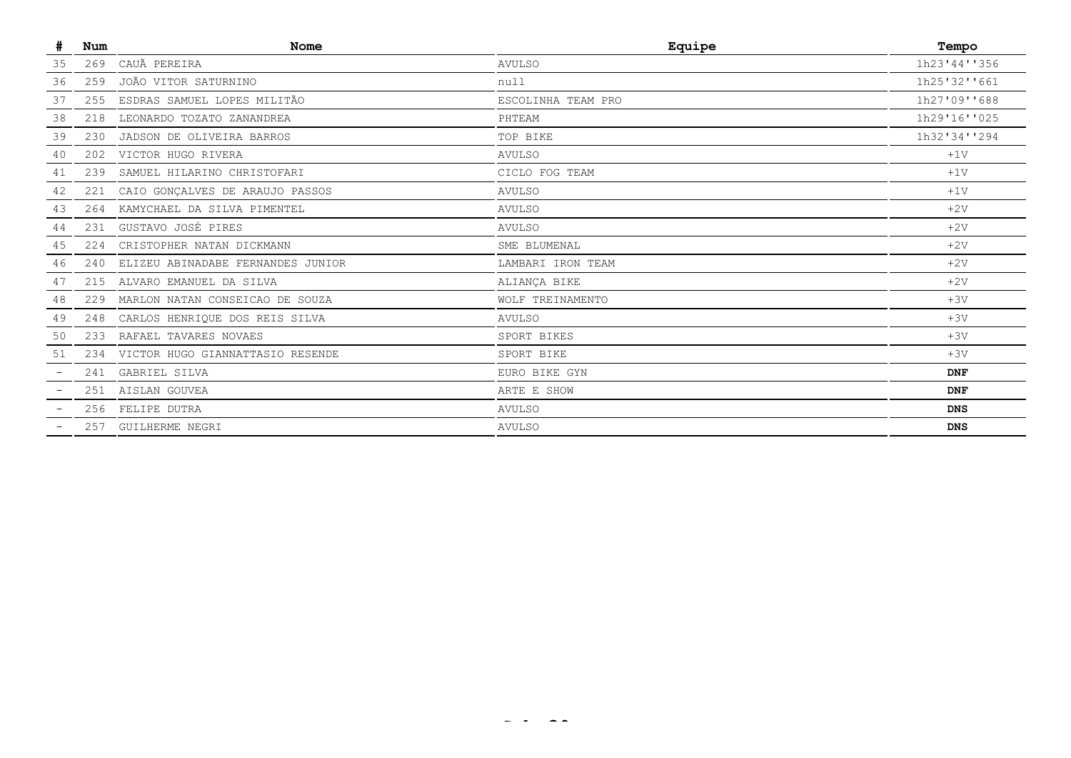| # | Num | Nome | Equipe | Tempo |
|---|---|---|---|---|
| 35 | 269 | CAUÃ PEREIRA | AVULSO | 1h23'44''356 |
| 36 | 259 | JOÃO VITOR SATURNINO | null | 1h25'32''661 |
| 37 | 255 | ESDRAS SAMUEL LOPES MILITÃO | ESCOLINHA TEAM PRO | 1h27'09''688 |
| 38 | 218 | LEONARDO TOZATO ZANANDREA | PHTEAM | 1h29'16''025 |
| 39 | 230 | JADSON DE OLIVEIRA BARROS | TOP BIKE | 1h32'34''294 |
| 40 | 202 | VICTOR HUGO RIVERA | AVULSO | +1V |
| 41 | 239 | SAMUEL HILARINO CHRISTOFARI | CICLO FOG TEAM | +1V |
| 42 | 221 | CAIO GONÇALVES DE ARAUJO PASSOS | AVULSO | +1V |
| 43 | 264 | KAMYCHAEL DA SILVA PIMENTEL | AVULSO | +2V |
| 44 | 231 | GUSTAVO JOSÉ PIRES | AVULSO | +2V |
| 45 | 224 | CRISTOPHER NATAN DICKMANN | SME BLUMENAL | +2V |
| 46 | 240 | ELIZEU ABINADABE FERNANDES JUNIOR | LAMBARI IRON TEAM | +2V |
| 47 | 215 | ALVARO EMANUEL DA SILVA | ALIANÇA BIKE | +2V |
| 48 | 229 | MARLON NATAN CONSEICAO DE SOUZA | WOLF TREINAMENTO | +3V |
| 49 | 248 | CARLOS HENRIQUE DOS REIS SILVA | AVULSO | +3V |
| 50 | 233 | RAFAEL TAVARES NOVAES | SPORT BIKES | +3V |
| 51 | 234 | VICTOR HUGO GIANNATTASIO RESENDE | SPORT BIKE | +3V |
| - | 241 | GABRIEL SILVA | EURO BIKE GYN | **DNF** |
| - | 251 | AISLAN GOUVEA | ARTE E SHOW | **DNF** |
| - | 256 | FELIPE DUTRA | AVULSO | **DNS** |
| - | 257 | GUILHERME NEGRI | AVULSO | **DNS** |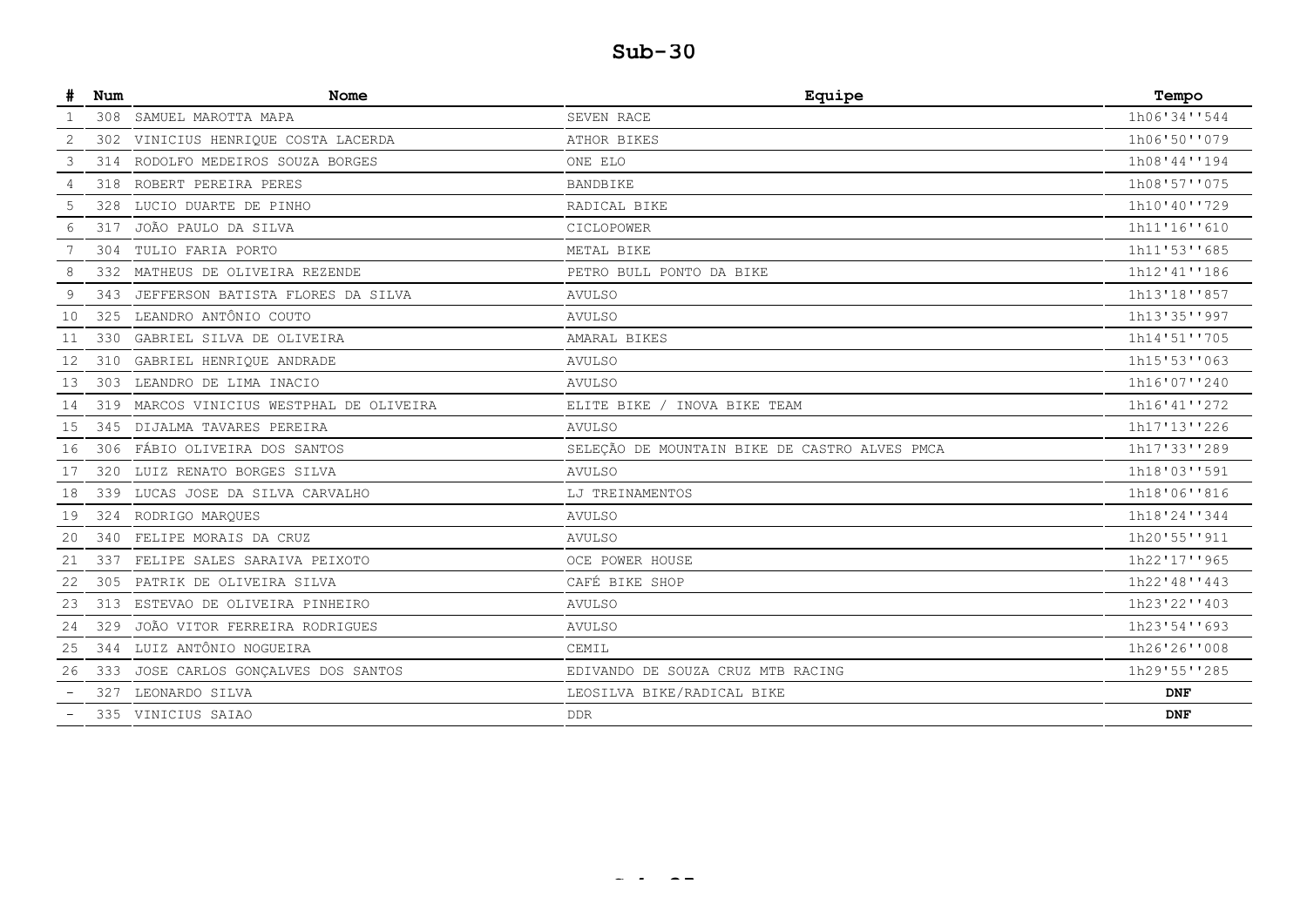# Sub-30

| # | Num | Nome | Equipe | Tempo |
|---|---|---|---|---|
| 1 | 308 | SAMUEL MAROTTA MAPA | SEVEN RACE | 1h06'34''544 |
| 2 | 302 | VINICIUS HENRIQUE COSTA LACERDA | ATHOR BIKES | 1h06'50''079 |
| 3 | 314 | RODOLFO MEDEIROS SOUZA BORGES | ONE ELO | 1h08'44''194 |
| 4 | 318 | ROBERT PEREIRA PERES | BANDBIKE | 1h08'57''075 |
| 5 | 328 | LUCIO DUARTE DE PINHO | RADICAL BIKE | 1h10'40''729 |
| 6 | 317 | JOÃO PAULO DA SILVA | CICLOPOWER | 1h11'16''610 |
| 7 | 304 | TULIO FARIA PORTO | METAL BIKE | 1h11'53''685 |
| 8 | 332 | MATHEUS DE OLIVEIRA REZENDE | PETRO BULL PONTO DA BIKE | 1h12'41''186 |
| 9 | 343 | JEFFERSON BATISTA FLORES DA SILVA | AVULSO | 1h13'18''857 |
| 10 | 325 | LEANDRO ANTÔNIO COUTO | AVULSO | 1h13'35''997 |
| 11 | 330 | GABRIEL SILVA DE OLIVEIRA | AMARAL BIKES | 1h14'51''705 |
| 12 | 310 | GABRIEL HENRIQUE ANDRADE | AVULSO | 1h15'53''063 |
| 13 | 303 | LEANDRO DE LIMA INACIO | AVULSO | 1h16'07''240 |
| 14 | 319 | MARCOS VINICIUS WESTPHAL DE OLIVEIRA | ELITE BIKE / INOVA BIKE TEAM | 1h16'41''272 |
| 15 | 345 | DIJALMA TAVARES PEREIRA | AVULSO | 1h17'13''226 |
| 16 | 306 | FÁBIO OLIVEIRA DOS SANTOS | SELEÇÃO DE MOUNTAIN BIKE DE CASTRO ALVES PMCA | 1h17'33''289 |
| 17 | 320 | LUIZ RENATO BORGES SILVA | AVULSO | 1h18'03''591 |
| 18 | 339 | LUCAS JOSE DA SILVA CARVALHO | LJ TREINAMENTOS | 1h18'06''816 |
| 19 | 324 | RODRIGO MARQUES | AVULSO | 1h18'24''344 |
| 20 | 340 | FELIPE MORAIS DA CRUZ | AVULSO | 1h20'55''911 |
| 21 | 337 | FELIPE SALES SARAIVA PEIXOTO | OCE POWER HOUSE | 1h22'17''965 |
| 22 | 305 | PATRIK DE OLIVEIRA SILVA | CAFÉ BIKE SHOP | 1h22'48''443 |
| 23 | 313 | ESTEVAO DE OLIVEIRA PINHEIRO | AVULSO | 1h23'22''403 |
| 24 | 329 | JOÃO VITOR FERREIRA RODRIGUES | AVULSO | 1h23'54''693 |
| 25 | 344 | LUIZ ANTÔNIO NOGUEIRA | CEMIL | 1h26'26''008 |
| 26 | 333 | JOSE CARLOS GONÇALVES DOS SANTOS | EDIVANDO DE SOUZA CRUZ MTB RACING | 1h29'55''285 |
| - | 327 | LEONARDO SILVA | LEOSILVA BIKE/RADICAL BIKE | **DNF** |
| - | 335 | VINICIUS SAIAO | DDR | **DNF** |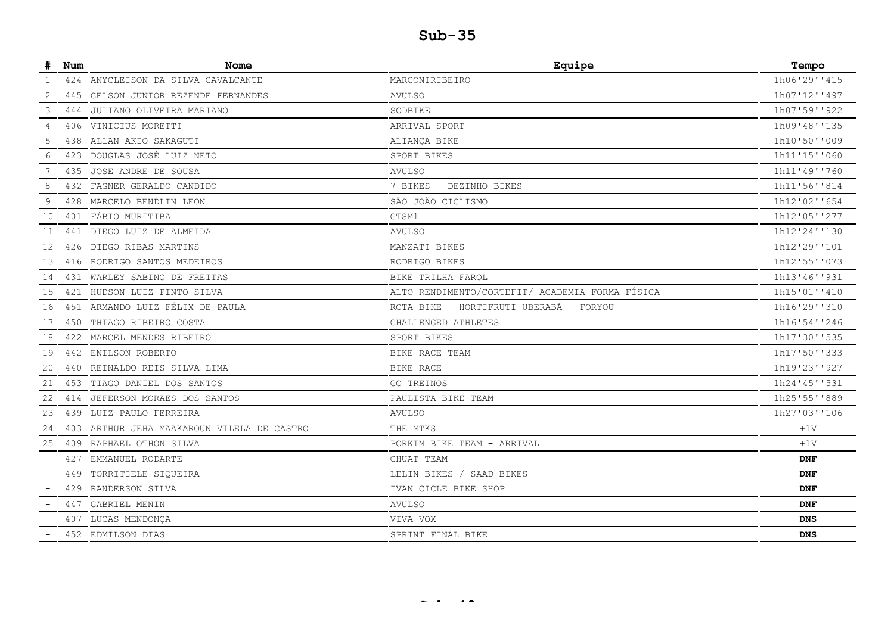# Sub-35

| # | Num | Nome | Equipe | Tempo |
|---|---|---|---|---|
| 1 | 424 | ANYCLEISON DA SILVA CAVALCANTE | MARCONIRIBEIRO | 1h06'29''415 |
| 2 | 445 | GELSON JUNIOR REZENDE FERNANDES | AVULSO | 1h07'12''497 |
| 3 | 444 | JULIANO OLIVEIRA MARIANO | SODBIKE | 1h07'59''922 |
| 4 | 406 | VINICIUS MORETTI | ARRIVAL SPORT | 1h09'48''135 |
| 5 | 438 | ALLAN AKIO SAKAGUTI | ALIANÇA BIKE | 1h10'50''009 |
| 6 | 423 | DOUGLAS JOSÉ LUIZ NETO | SPORT BIKES | 1h11'15''060 |
| 7 | 435 | JOSE ANDRE DE SOUSA | AVULSO | 1h11'49''760 |
| 8 | 432 | FAGNER GERALDO CANDIDO | 7 BIKES - DEZINHO BIKES | 1h11'56''814 |
| 9 | 428 | MARCELO BENDLIN LEON | SÃO JOÃO CICLISMO | 1h12'02''654 |
| 10 | 401 | FÁBIO MURITIBA | GTSM1 | 1h12'05''277 |
| 11 | 441 | DIEGO LUIZ DE ALMEIDA | AVULSO | 1h12'24''130 |
| 12 | 426 | DIEGO RIBAS MARTINS | MANZATI BIKES | 1h12'29''101 |
| 13 | 416 | RODRIGO SANTOS MEDEIROS | RODRIGO BIKES | 1h12'55''073 |
| 14 | 431 | WARLEY SABINO DE FREITAS | BIKE TRILHA FAROL | 1h13'46''931 |
| 15 | 421 | HUDSON LUIZ PINTO SILVA | ALTO RENDIMENTO/CORTEFIT/ ACADEMIA FORMA FÍSICA | 1h15'01''410 |
| 16 | 451 | ARMANDO LUIZ FÉLIX DE PAULA | ROTA BIKE - HORTIFRUTI UBERABÁ - FORYOU | 1h16'29''310 |
| 17 | 450 | THIAGO RIBEIRO COSTA | CHALLENGED ATHLETES | 1h16'54''246 |
| 18 | 422 | MARCEL MENDES RIBEIRO | SPORT BIKES | 1h17'30''535 |
| 19 | 442 | ENILSON ROBERTO | BIKE RACE TEAM | 1h17'50''333 |
| 20 | 440 | REINALDO REIS SILVA LIMA | BIKE RACE | 1h19'23''927 |
| 21 | 453 | TIAGO DANIEL DOS SANTOS | GO TREINOS | 1h24'45''531 |
| 22 | 414 | JEFERSON MORAES DOS SANTOS | PAULISTA BIKE TEAM | 1h25'55''889 |
| 23 | 439 | LUIZ PAULO FERREIRA | AVULSO | 1h27'03''106 |
| 24 | 403 | ARTHUR JEHA MAAKAROUN VILELA DE CASTRO | THE MTKS | +1V |
| 25 | 409 | RAPHAEL OTHON SILVA | PORKIM BIKE TEAM - ARRIVAL | +1V |
| - | 427 | EMMANUEL RODARTE | CHUAT TEAM | **DNF** |
| - | 449 | TORRITIELE SIQUEIRA | LELIN BIKES / SAAD BIKES | **DNF** |
| - | 429 | RANDERSON SILVA | IVAN CICLE BIKE SHOP | **DNF** |
| - | 447 | GABRIEL MENIN | AVULSO | **DNF** |
| - | 407 | LUCAS MENDONÇA | VIVA VOX | **DNS** |
| - | 452 | EDMILSON DIAS | SPRINT FINAL BIKE | **DNS** |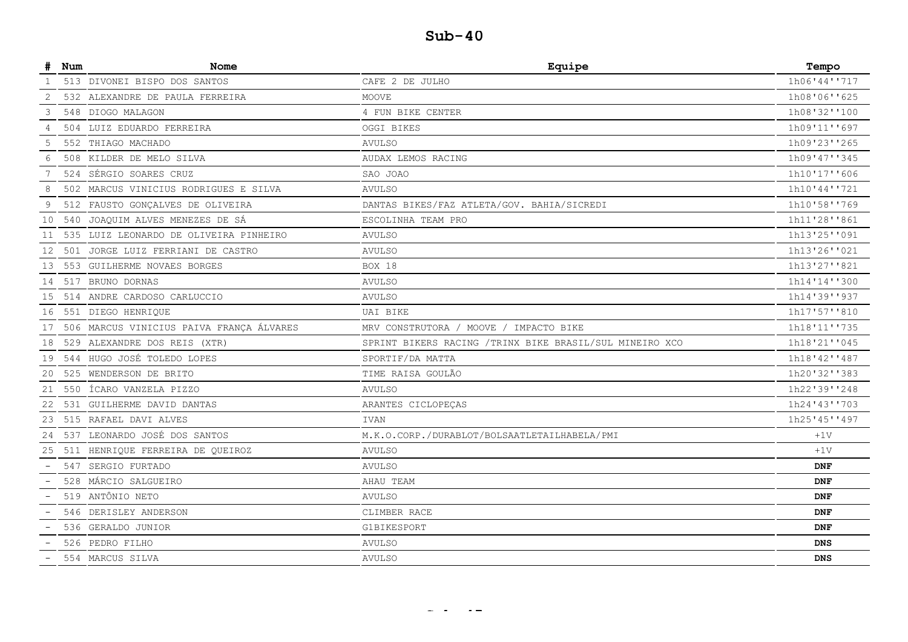# Sub-40

| # | Num | Nome | Equipe | Tempo |
|---|---|---|---|---|
| 1 | 513 | DIVONEI BISPO DOS SANTOS | CAFE 2 DE JULHO | 1h06'44''717 |
| 2 | 532 | ALEXANDRE DE PAULA FERREIRA | MOOVE | 1h08'06''625 |
| 3 | 548 | DIOGO MALAGON | 4 FUN BIKE CENTER | 1h08'32''100 |
| 4 | 504 | LUIZ EDUARDO FERREIRA | OGGI BIKES | 1h09'11''697 |
| 5 | 552 | THIAGO MACHADO | AVULSO | 1h09'23''265 |
| 6 | 508 | KILDER DE MELO SILVA | AUDAX LEMOS RACING | 1h09'47''345 |
| 7 | 524 | SÉRGIO SOARES CRUZ | SAO JOAO | 1h10'17''606 |
| 8 | 502 | MARCUS VINICIUS RODRIGUES E SILVA | AVULSO | 1h10'44''721 |
| 9 | 512 | FAUSTO GONÇALVES DE OLIVEIRA | DANTAS BIKES/FAZ ATLETA/GOV. BAHIA/SICREDI | 1h10'58''769 |
| 10 | 540 | JOAQUIM ALVES MENEZES DE SÁ | ESCOLINHA TEAM PRO | 1h11'28''861 |
| 11 | 535 | LUIZ LEONARDO DE OLIVEIRA PINHEIRO | AVULSO | 1h13'25''091 |
| 12 | 501 | JORGE LUIZ FERRIANI DE CASTRO | AVULSO | 1h13'26''021 |
| 13 | 553 | GUILHERME NOVAES BORGES | BOX 18 | 1h13'27''821 |
| 14 | 517 | BRUNO DORNAS | AVULSO | 1h14'14''300 |
| 15 | 514 | ANDRE CARDOSO CARLUCCIO | AVULSO | 1h14'39''937 |
| 16 | 551 | DIEGO HENRIQUE | UAI BIKE | 1h17'57''810 |
| 17 | 506 | MARCUS VINICIUS PAIVA FRANÇA ÁLVARES | MRV CONSTRUTORA / MOOVE / IMPACTO BIKE | 1h18'11''735 |
| 18 | 529 | ALEXANDRE DOS REIS (XTR) | SPRINT BIKERS RACING /TRINX BIKE BRASIL/SUL MINEIRO XCO | 1h18'21''045 |
| 19 | 544 | HUGO JOSÉ TOLEDO LOPES | SPORTIF/DA MATTA | 1h18'42''487 |
| 20 | 525 | WENDERSON DE BRITO | TIME RAISA GOULÃO | 1h20'32''383 |
| 21 | 550 | ÍCARO VANZELA PIZZO | AVULSO | 1h22'39''248 |
| 22 | 531 | GUILHERME DAVID DANTAS | ARANTES CICLOPEÇAS | 1h24'43''703 |
| 23 | 515 | RAFAEL DAVI ALVES | IVAN | 1h25'45''497 |
| 24 | 537 | LEONARDO JOSÉ DOS SANTOS | M.K.O.CORP./DURABLOT/BOLSAATLETAILHABELA/PMI | +1V |
| 25 | 511 | HENRIQUE FERREIRA DE QUEIROZ | AVULSO | +1V |
| - | 547 | SERGIO FURTADO | AVULSO | **DNF** |
| - | 528 | MÁRCIO SALGUEIRO | AHAU TEAM | **DNF** |
| - | 519 | ANTÔNIO NETO | AVULSO | **DNF** |
| - | 546 | DERISLEY ANDERSON | CLIMBER RACE | **DNF** |
| - | 536 | GERALDO JUNIOR | G1BIKESPORT | **DNF** |
| - | 526 | PEDRO FILHO | AVULSO | **DNS** |
| - | 554 | MARCUS SILVA | AVULSO | **DNS** |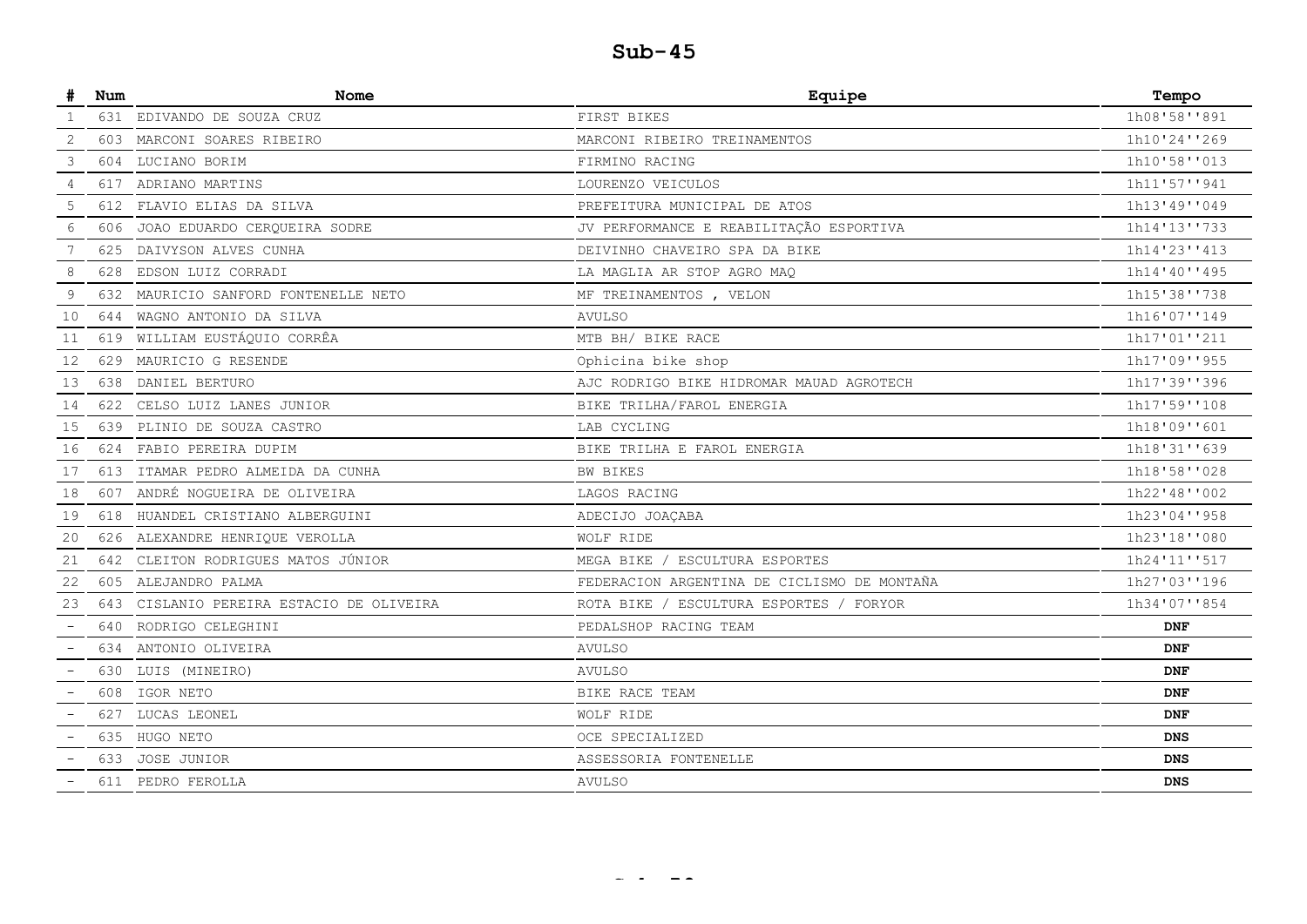# Sub-45

| # | Num | Nome | Equipe | Tempo |
|---|---|---|---|---|
| 1 | 631 | EDIVANDO DE SOUZA CRUZ | FIRST BIKES | 1h08'58''891 |
| 2 | 603 | MARCONI SOARES RIBEIRO | MARCONI RIBEIRO TREINAMENTOS | 1h10'24''269 |
| 3 | 604 | LUCIANO BORIM | FIRMINO RACING | 1h10'58''013 |
| 4 | 617 | ADRIANO MARTINS | LOURENZO VEICULOS | 1h11'57''941 |
| 5 | 612 | FLAVIO ELIAS DA SILVA | PREFEITURA MUNICIPAL DE ATOS | 1h13'49''049 |
| 6 | 606 | JOAO EDUARDO CERQUEIRA SODRE | JV PERFORMANCE E REABILITAÇÃO ESPORTIVA | 1h14'13''733 |
| 7 | 625 | DAIVYSON ALVES CUNHA | DEIVINHO CHAVEIRO SPA DA BIKE | 1h14'23''413 |
| 8 | 628 | EDSON LUIZ CORRADI | LA MAGLIA AR STOP AGRO MAQ | 1h14'40''495 |
| 9 | 632 | MAURICIO SANFORD FONTENELLE NETO | MF TREINAMENTOS , VELON | 1h15'38''738 |
| 10 | 644 | WAGNO ANTONIO DA SILVA | AVULSO | 1h16'07''149 |
| 11 | 619 | WILLIAM EUSTÁQUIO CORRÊA | MTB BH/ BIKE RACE | 1h17'01''211 |
| 12 | 629 | MAURICIO G RESENDE | Ophicina bike shop | 1h17'09''955 |
| 13 | 638 | DANIEL BERTURO | AJC RODRIGO BIKE HIDROMAR MAUAD AGROTECH | 1h17'39''396 |
| 14 | 622 | CELSO LUIZ LANES JUNIOR | BIKE TRILHA/FAROL ENERGIA | 1h17'59''108 |
| 15 | 639 | PLINIO DE SOUZA CASTRO | LAB CYCLING | 1h18'09''601 |
| 16 | 624 | FABIO PEREIRA DUPIM | BIKE TRILHA E FAROL ENERGIA | 1h18'31''639 |
| 17 | 613 | ITAMAR PEDRO ALMEIDA DA CUNHA | BW BIKES | 1h18'58''028 |
| 18 | 607 | ANDRÉ NOGUEIRA DE OLIVEIRA | LAGOS RACING | 1h22'48''002 |
| 19 | 618 | HUANDEL CRISTIANO ALBERGUINI | ADECIJO JOAÇABA | 1h23'04''958 |
| 20 | 626 | ALEXANDRE HENRIQUE VEROLLA | WOLF RIDE | 1h23'18''080 |
| 21 | 642 | CLEITON RODRIGUES MATOS JÚNIOR | MEGA BIKE / ESCULTURA ESPORTES | 1h24'11''517 |
| 22 | 605 | ALEJANDRO PALMA | FEDERACION ARGENTINA DE CICLISMO DE MONTAÑA | 1h27'03''196 |
| 23 | 643 | CISLANIO PEREIRA ESTACIO DE OLIVEIRA | ROTA BIKE / ESCULTURA ESPORTES / FORYOR | 1h34'07''854 |
| - | 640 | RODRIGO CELEGHINI | PEDALSHOP RACING TEAM | **DNF** |
| - | 634 | ANTONIO OLIVEIRA | AVULSO | **DNF** |
| - | 630 | LUIS (MINEIRO) | AVULSO | **DNF** |
| - | 608 | IGOR NETO | BIKE RACE TEAM | **DNF** |
| - | 627 | LUCAS LEONEL | WOLF RIDE | **DNF** |
| - | 635 | HUGO NETO | OCE SPECIALIZED | **DNS** |
| - | 633 | JOSE JUNIOR | ASSESSORIA FONTENELLE | **DNS** |
| - | 611 | PEDRO FEROLLA | AVULSO | **DNS** |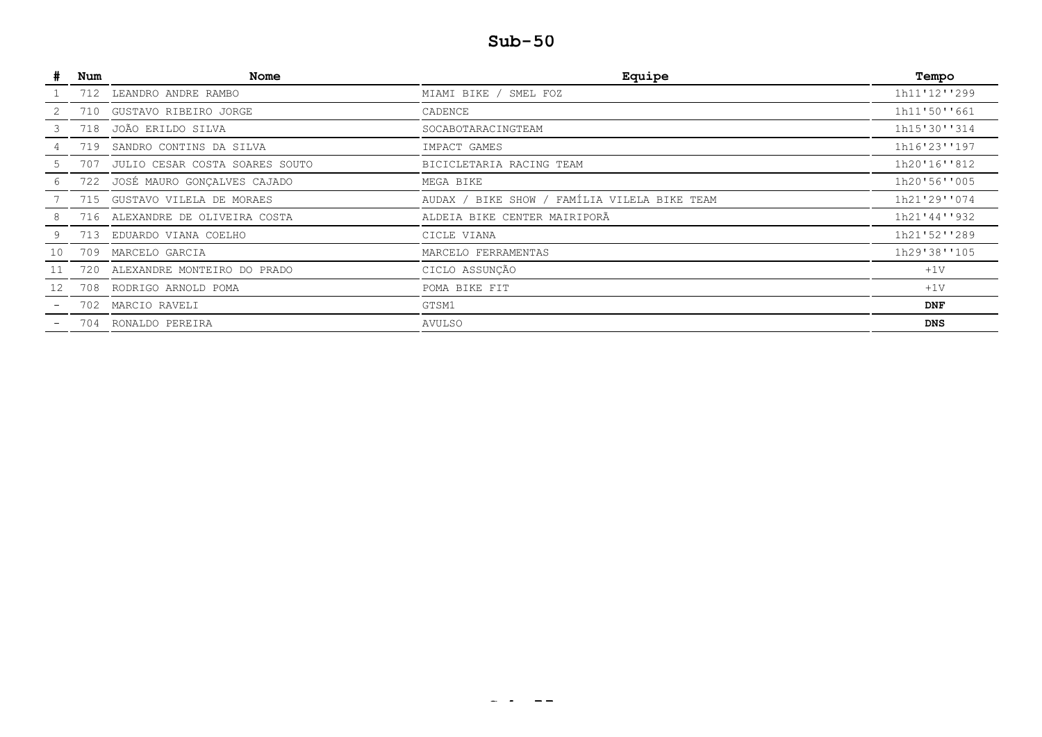# Sub-50

| # | Num | Nome | Equipe | Tempo |
|---|---|---|---|---|
| 1 | 712 | LEANDRO ANDRE RAMBO | MIAMI BIKE / SMEL FOZ | 1h11'12''299 |
| 2 | 710 | GUSTAVO RIBEIRO JORGE | CADENCE | 1h11'50''661 |
| 3 | 718 | JOÃO ERILDO SILVA | SOCABOTARACINGTEAM | 1h15'30''314 |
| 4 | 719 | SANDRO CONTINS DA SILVA | IMPACT GAMES | 1h16'23''197 |
| 5 | 707 | JULIO CESAR COSTA SOARES SOUTO | BICICLETARIA RACING TEAM | 1h20'16''812 |
| 6 | 722 | JOSÉ MAURO GONÇALVES CAJADO | MEGA BIKE | 1h20'56''005 |
| 7 | 715 | GUSTAVO VILELA DE MORAES | AUDAX / BIKE SHOW / FAMÍLIA VILELA BIKE TEAM | 1h21'29''074 |
| 8 | 716 | ALEXANDRE DE OLIVEIRA COSTA | ALDEIA BIKE CENTER MAIRIPORÃ | 1h21'44''932 |
| 9 | 713 | EDUARDO VIANA COELHO | CICLE VIANA | 1h21'52''289 |
| 10 | 709 | MARCELO GARCIA | MARCELO FERRAMENTAS | 1h29'38''105 |
| 11 | 720 | ALEXANDRE MONTEIRO DO PRADO | CICLO ASSUNÇÃO | +1V |
| 12 | 708 | RODRIGO ARNOLD POMA | POMA BIKE FIT | +1V |
| - | 702 | MARCIO RAVELI | GTSM1 | **DNF** |
| - | 704 | RONALDO PEREIRA | AVULSO | **DNS** |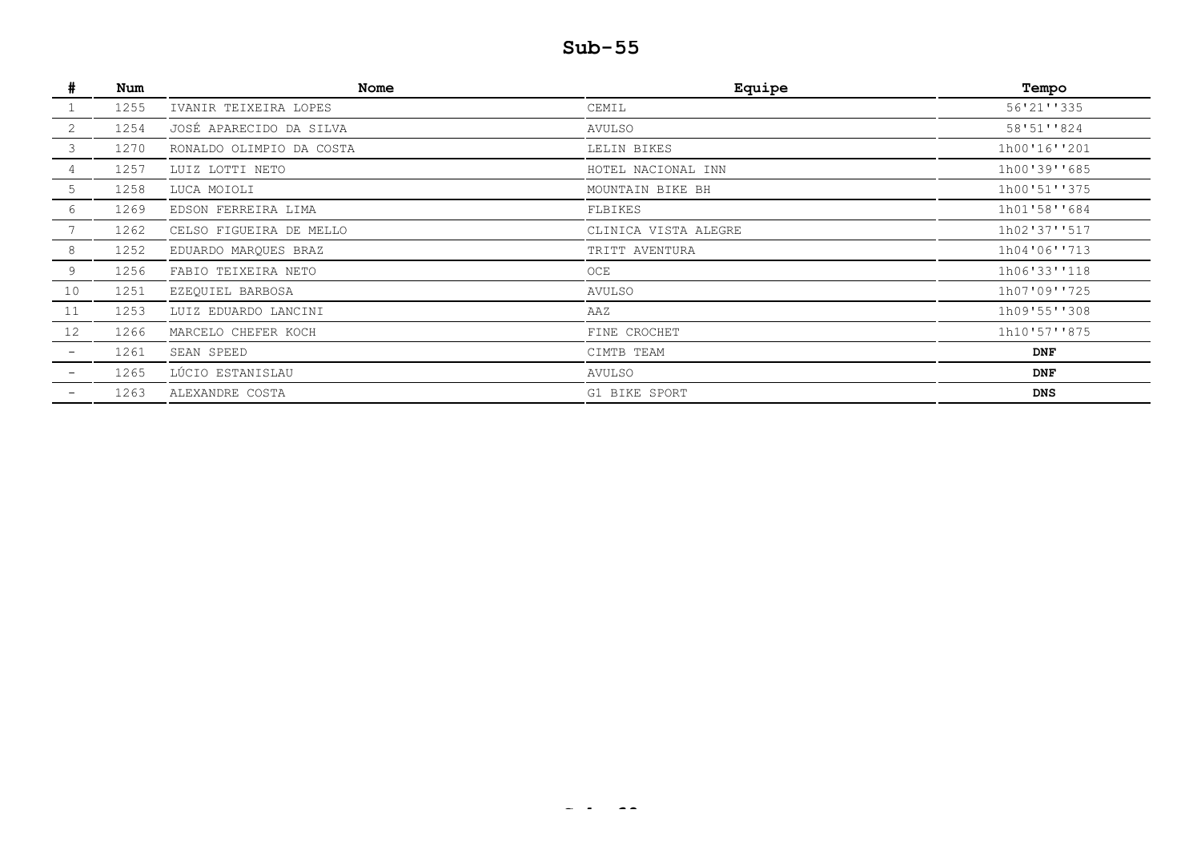## Sub-55

| # | Num | Nome | Equipe | Tempo |
|---|---|---|---|---|
| 1 | 1255 | IVANIR TEIXEIRA LOPES | CEMIL | 56'21''335 |
| 2 | 1254 | JOSÉ APARECIDO DA SILVA | AVULSO | 58'51''824 |
| 3 | 1270 | RONALDO OLIMPIO DA COSTA | LELIN BIKES | 1h00'16''201 |
| 4 | 1257 | LUIZ LOTTI NETO | HOTEL NACIONAL INN | 1h00'39''685 |
| 5 | 1258 | LUCA MOIOLI | MOUNTAIN BIKE BH | 1h00'51''375 |
| 6 | 1269 | EDSON FERREIRA LIMA | FLBIKES | 1h01'58''684 |
| 7 | 1262 | CELSO FIGUEIRA DE MELLO | CLINICA VISTA ALEGRE | 1h02'37''517 |
| 8 | 1252 | EDUARDO MARQUES BRAZ | TRITT AVENTURA | 1h04'06''713 |
| 9 | 1256 | FABIO TEIXEIRA NETO | OCE | 1h06'33''118 |
| 10 | 1251 | EZEQUIEL BARBOSA | AVULSO | 1h07'09''725 |
| 11 | 1253 | LUIZ EDUARDO LANCINI | AAZ | 1h09'55''308 |
| 12 | 1266 | MARCELO CHEFER KOCH | FINE CROCHET | 1h10'57''875 |
| - | 1261 | SEAN SPEED | CIMTB TEAM | **DNF** |
| - | 1265 | LÚCIO ESTANISLAU | AVULSO | **DNF** |
| - | 1263 | ALEXANDRE COSTA | G1 BIKE SPORT | **DNS** |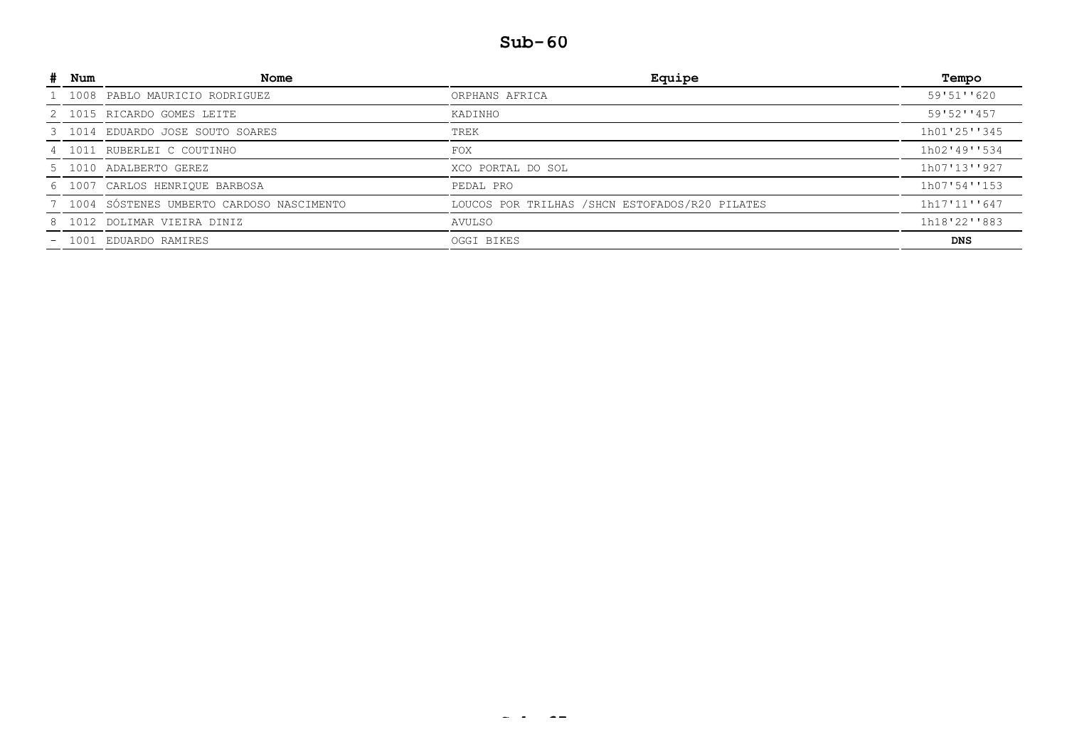## Sub-60

| # | Num | Nome | Equipe | Tempo |
|---|---|---|---|---|
| 1 | 1008 | PABLO MAURICIO RODRIGUEZ | ORPHANS AFRICA | 59'51''620 |
| 2 | 1015 | RICARDO GOMES LEITE | KADINHO | 59'52''457 |
| 3 | 1014 | EDUARDO JOSE SOUTO SOARES | TREK | 1h01'25''345 |
| 4 | 1011 | RUBERLEI C COUTINHO | FOX | 1h02'49''534 |
| 5 | 1010 | ADALBERTO GEREZ | XCO PORTAL DO SOL | 1h07'13''927 |
| 6 | 1007 | CARLOS HENRIQUE BARBOSA | PEDAL PRO | 1h07'54''153 |
| 7 | 1004 | SÓSTENES UMBERTO CARDOSO NASCIMENTO | LOUCOS POR TRILHAS /SHCN ESTOFADOS/R20 PILATES | 1h17'11''647 |
| 8 | 1012 | DOLIMAR VIEIRA DINIZ | AVULSO | 1h18'22''883 |
| - | 1001 | EDUARDO RAMIRES | OGGI BIKES | **DNS** |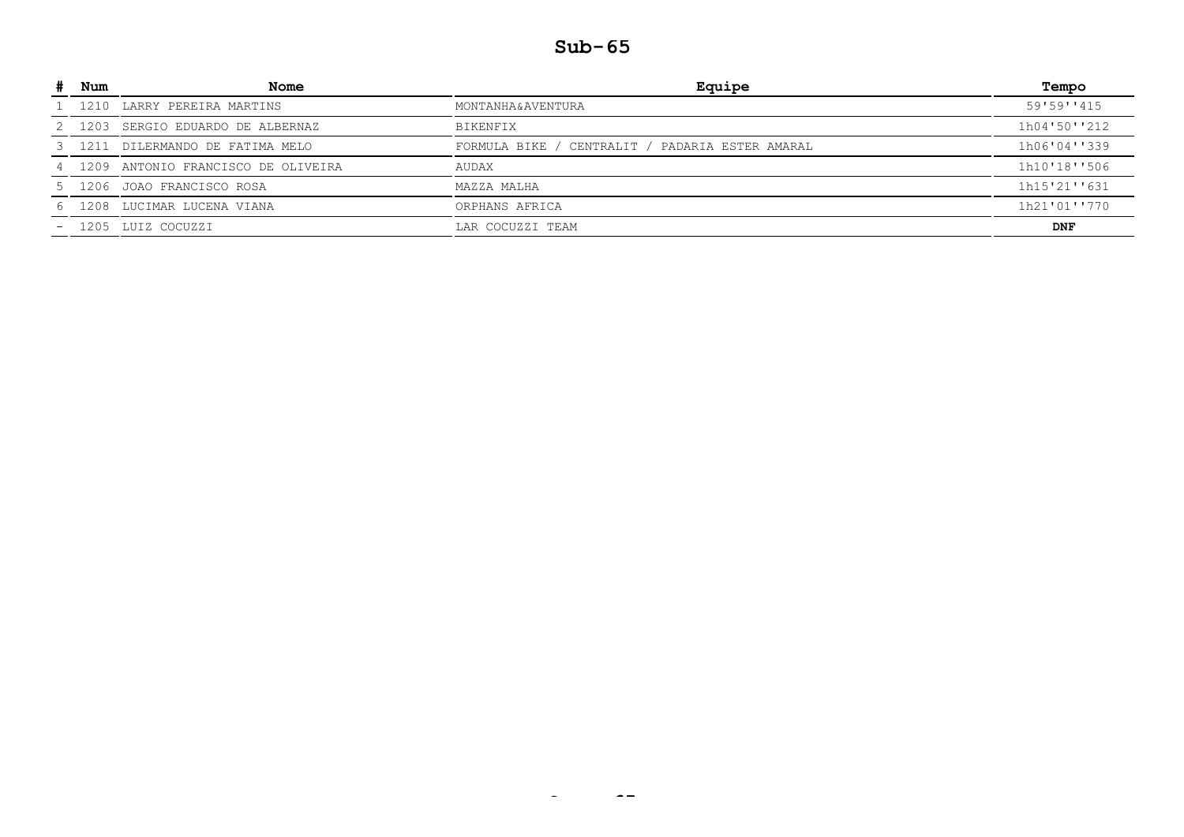## Sub-65

| # | Num | Nome | Equipe | Tempo |
|---|---|---|---|---|
| 1 | 1210 | LARRY PEREIRA MARTINS | MONTANHA&AVENTURA | 59'59''415 |
| 2 | 1203 | SERGIO EDUARDO DE ALBERNAZ | BIKENFIX | 1h04'50''212 |
| 3 | 1211 | DILERMANDO DE FATIMA MELO | FORMULA BIKE / CENTRALIT / PADARIA ESTER AMARAL | 1h06'04''339 |
| 4 | 1209 | ANTONIO FRANCISCO DE OLIVEIRA | AUDAX | 1h10'18''506 |
| 5 | 1206 | JOAO FRANCISCO ROSA | MAZZA MALHA | 1h15'21''631 |
| 6 | 1208 | LUCIMAR LUCENA VIANA | ORPHANS AFRICA | 1h21'01''770 |
| - | 1205 | LUIZ COCUZZI | LAR COCUZZI TEAM | **DNF** |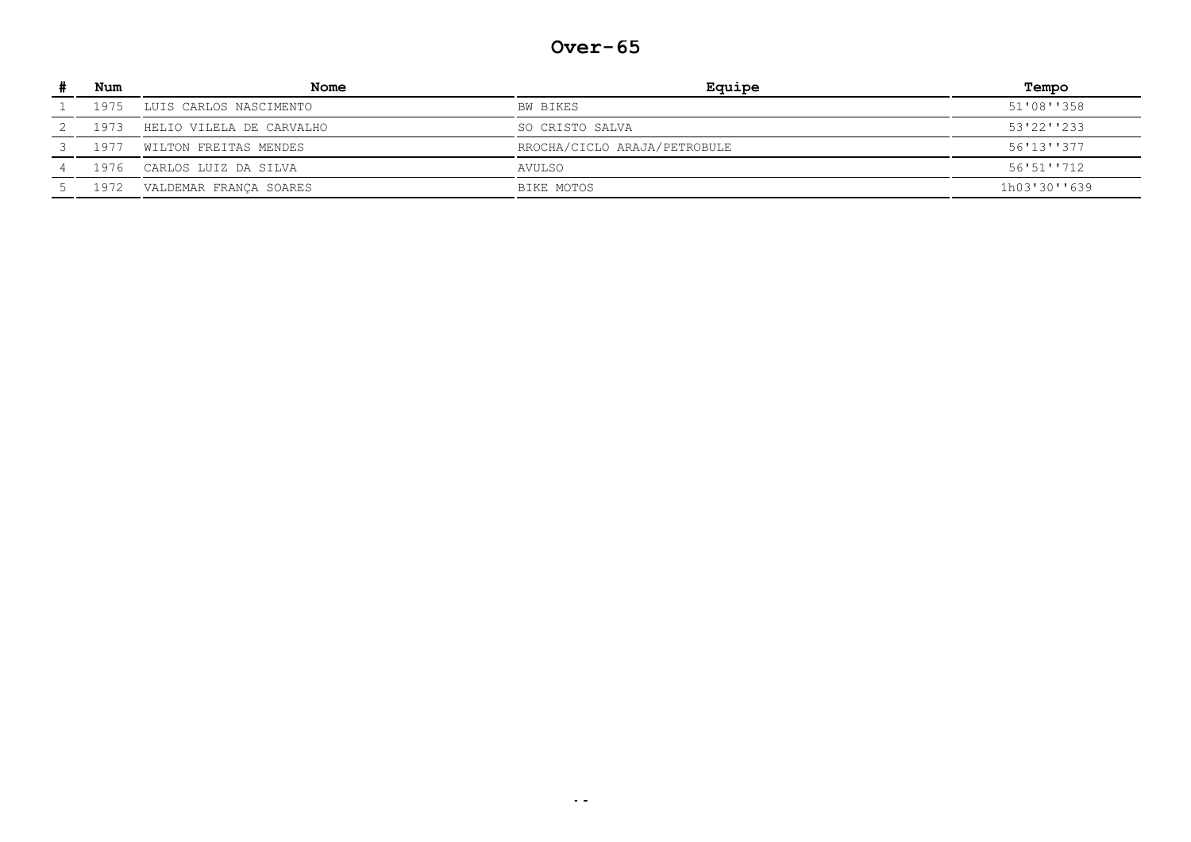# Over-65

| # | Num | Nome | Equipe | Tempo |
|---|---|---|---|---|
| 1 | 1975 | LUIS CARLOS NASCIMENTO | BW BIKES | 51'08''358 |
| 2 | 1973 | HELIO VILELA DE CARVALHO | SO CRISTO SALVA | 53'22''233 |
| 3 | 1977 | WILTON FREITAS MENDES | RROCHA/CICLO ARAJA/PETROBULE | 56'13''377 |
| 4 | 1976 | CARLOS LUIZ DA SILVA | AVULSO | 56'51''712 |
| 5 | 1972 | VALDEMAR FRANÇA SOARES | BIKE MOTOS | 1h03'30''639 |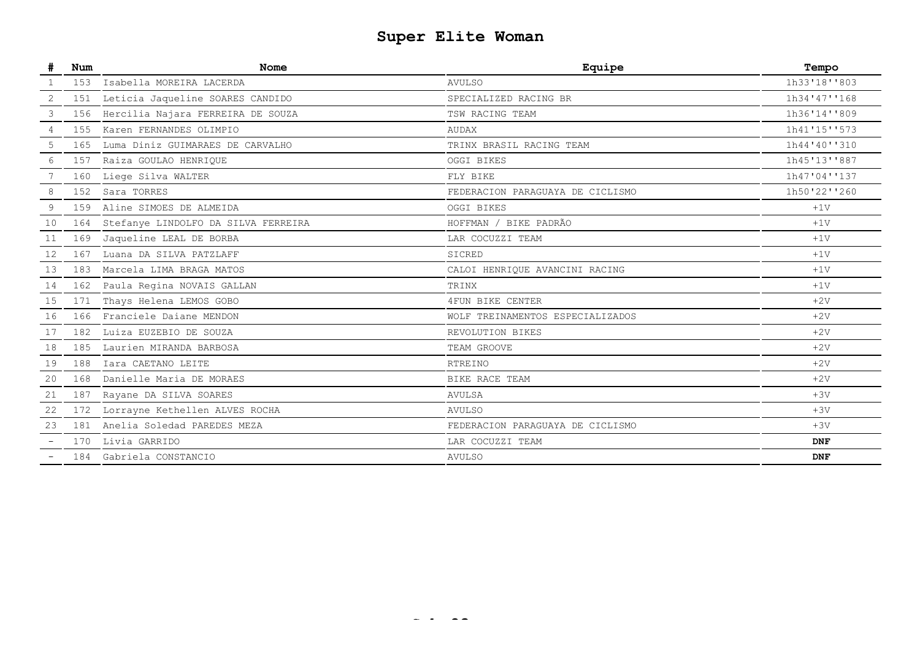# Super Elite Woman

| # | Num | Nome | Equipe | Tempo |
|---|---|---|---|---|
| 1 | 153 | Isabella MOREIRA LACERDA | AVULSO | 1h33'18''803 |
| 2 | 151 | Leticia Jaqueline SOARES CANDIDO | SPECIALIZED RACING BR | 1h34'47''168 |
| 3 | 156 | Hercilia Najara FERREIRA DE SOUZA | TSW RACING TEAM | 1h36'14''809 |
| 4 | 155 | Karen FERNANDES OLIMPIO | AUDAX | 1h41'15''573 |
| 5 | 165 | Luma Diniz GUIMARAES DE CARVALHO | TRINX BRASIL RACING TEAM | 1h44'40''310 |
| 6 | 157 | Raiza GOULAO HENRIQUE | OGGI BIKES | 1h45'13''887 |
| 7 | 160 | Liege Silva WALTER | FLY BIKE | 1h47'04''137 |
| 8 | 152 | Sara TORRES | FEDERACION PARAGUAYA DE CICLISMO | 1h50'22''260 |
| 9 | 159 | Aline SIMOES DE ALMEIDA | OGGI BIKES | +1V |
| 10 | 164 | Stefanye LINDOLFO DA SILVA FERREIRA | HOFFMAN / BIKE PADRÃO | +1V |
| 11 | 169 | Jaqueline LEAL DE BORBA | LAR COCUZZI TEAM | +1V |
| 12 | 167 | Luana DA SILVA PATZLAFF | SICRED | +1V |
| 13 | 183 | Marcela LIMA BRAGA MATOS | CALOI HENRIQUE AVANCINI RACING | +1V |
| 14 | 162 | Paula Regina NOVAIS GALLAN | TRINX | +1V |
| 15 | 171 | Thays Helena LEMOS GOBO | 4FUN BIKE CENTER | +2V |
| 16 | 166 | Franciele Daiane MENDON | WOLF TREINAMENTOS ESPECIALIZADOS | +2V |
| 17 | 182 | Luiza EUZEBIO DE SOUZA | REVOLUTION BIKES | +2V |
| 18 | 185 | Laurien MIRANDA BARBOSA | TEAM GROOVE | +2V |
| 19 | 188 | Iara CAETANO LEITE | RTREINO | +2V |
| 20 | 168 | Danielle Maria DE MORAES | BIKE RACE TEAM | +2V |
| 21 | 187 | Rayane DA SILVA SOARES | AVULSA | +3V |
| 22 | 172 | Lorrayne Kethellen ALVES ROCHA | AVULSO | +3V |
| 23 | 181 | Anelia Soledad PAREDES MEZA | FEDERACION PARAGUAYA DE CICLISMO | +3V |
| - | 170 | Livia GARRIDO | LAR COCUZZI TEAM | **DNF** |
| - | 184 | Gabriela CONSTANCIO | AVULSO | **DNF** |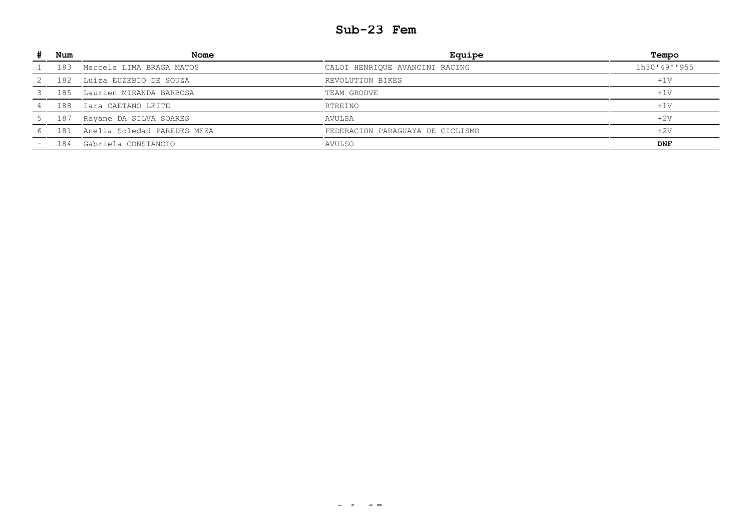# Sub-23 Fem

| # | Num | Nome | Equipe | Tempo |
|---|---|---|---|---|
| 1 | 183 | Marcela LIMA BRAGA MATOS | CALOI HENRIQUE AVANCINI RACING | 1h30'49''955 |
| 2 | 182 | Luiza EUZEBIO DE SOUZA | REVOLUTION BIKES | +1V |
| 3 | 185 | Laurien MIRANDA BARBOSA | TEAM GROOVE | +1V |
| 4 | 188 | Iara CAETANO LEITE | RTREINO | +1V |
| 5 | 187 | Rayane DA SILVA SOARES | AVULSA | +2V |
| 6 | 181 | Anelia Soledad PAREDES MEZA | FEDERACION PARAGUAYA DE CICLISMO | +2V |
| - | 184 | Gabriela CONSTANCIO | AVULSO | **DNF** |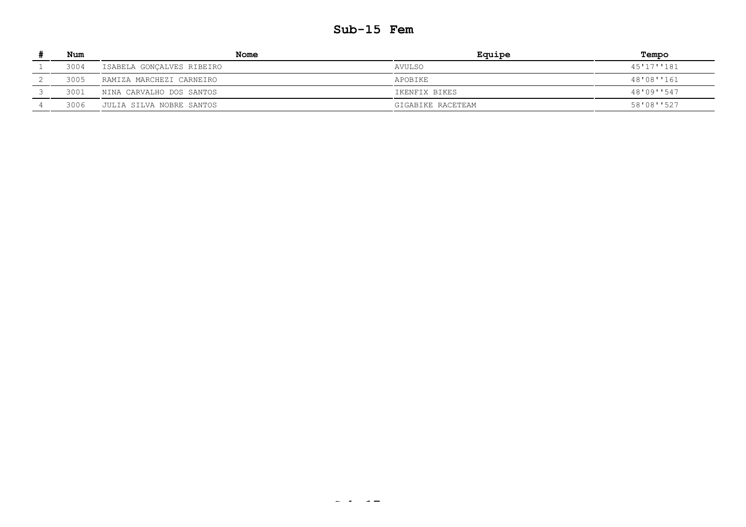# Sub-15 Fem

| # | Num | Nome | Equipe | Tempo |
|---|---|---|---|---|
| 1 | 3004 | ISABELA GONÇALVES RIBEIRO | AVULSO | 45'17''181 |
| 2 | 3005 | RAMIZA MARCHEZI CARNEIRO | APOBIKE | 48'08''161 |
| 3 | 3001 | NINA CARVALHO DOS SANTOS | IKENFIX BIKES | 48'09''547 |
| 4 | 3006 | JULIA SILVA NOBRE SANTOS | GIGABIKE RACETEAM | 58'08''527 |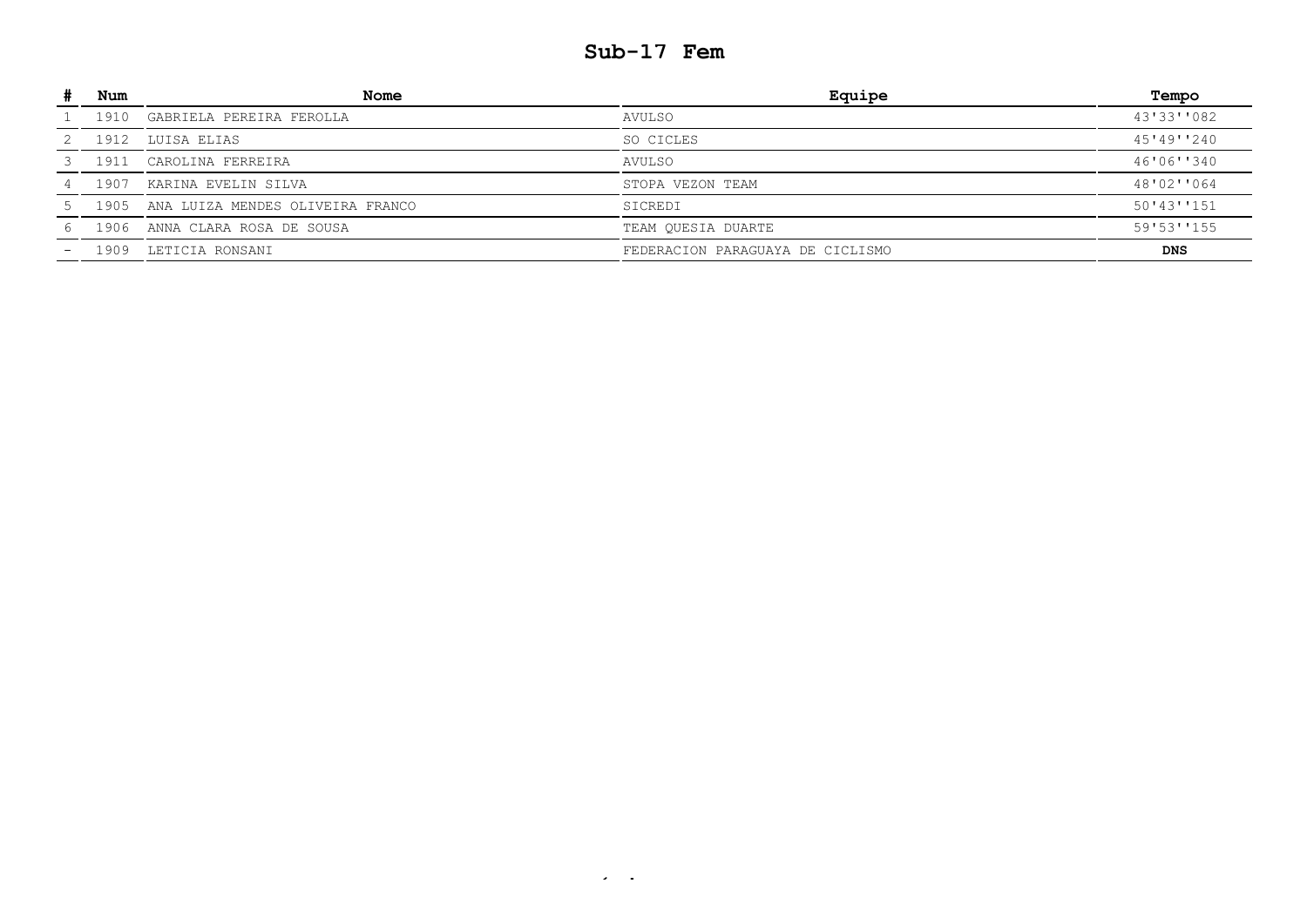# Sub-17 Fem

| # | Num | Nome | Equipe | Tempo |
|---|---|---|---|---|
| 1 | 1910 | GABRIELA PEREIRA FEROLLA | AVULSO | 43'33''082 |
| 2 | 1912 | LUISA ELIAS | SO CICLES | 45'49''240 |
| 3 | 1911 | CAROLINA FERREIRA | AVULSO | 46'06''340 |
| 4 | 1907 | KARINA EVELIN SILVA | STOPA VEZON TEAM | 48'02''064 |
| 5 | 1905 | ANA LUIZA MENDES OLIVEIRA FRANCO | SICREDI | 50'43''151 |
| 6 | 1906 | ANNA CLARA ROSA DE SOUSA | TEAM QUESIA DUARTE | 59'53''155 |
| - | 1909 | LETICIA RONSANI | FEDERACION PARAGUAYA DE CICLISMO | **DNS** |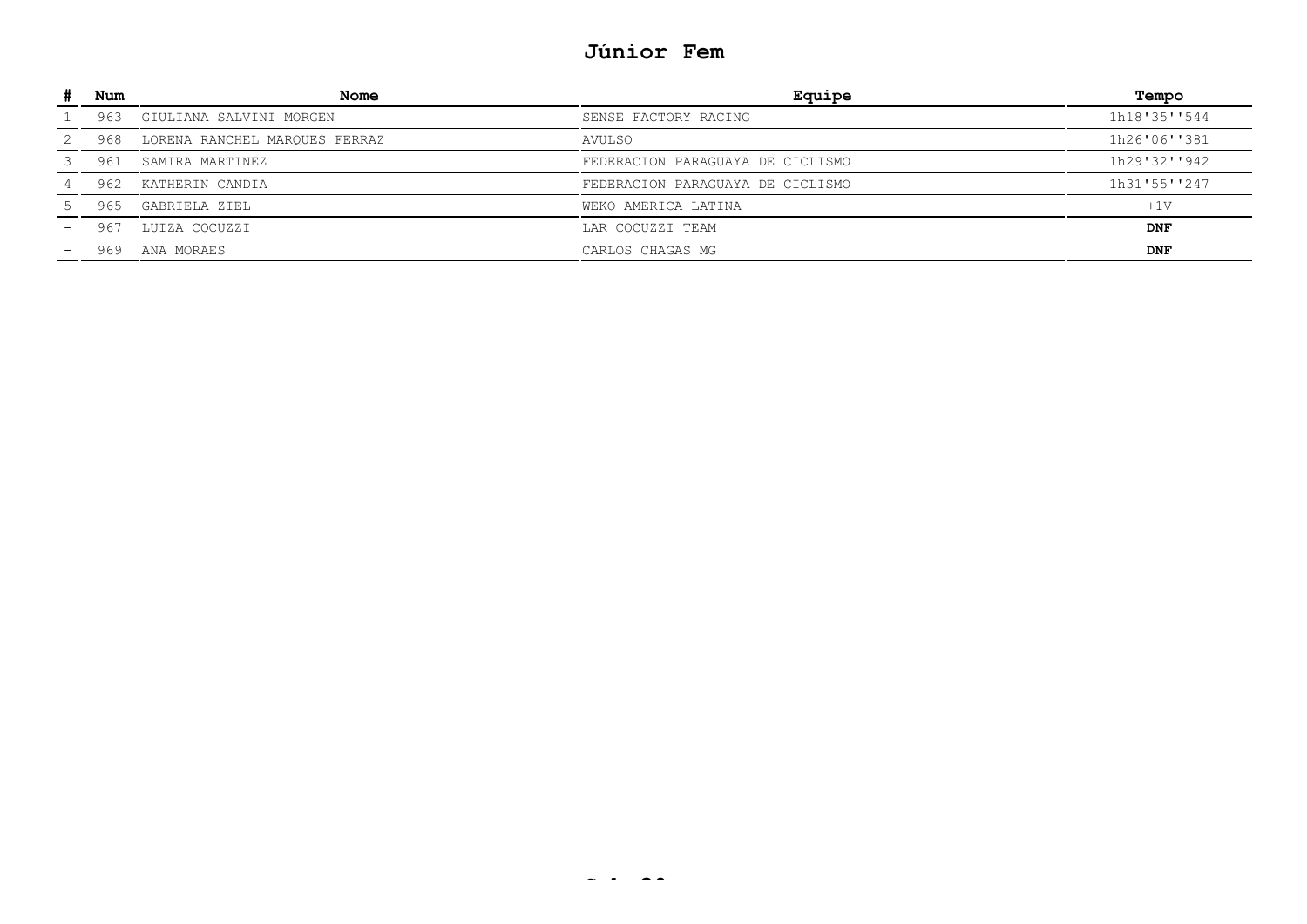# Júnior Fem

| # | Num | Nome | Equipe | Tempo |
|---|---|---|---|---|
| 1 | 963 | GIULIANA SALVINI MORGEN | SENSE FACTORY RACING | 1h18'35''544 |
| 2 | 968 | LORENA RANCHEL MARQUES FERRAZ | AVULSO | 1h26'06''381 |
| 3 | 961 | SAMIRA MARTINEZ | FEDERACION PARAGUAYA DE CICLISMO | 1h29'32''942 |
| 4 | 962 | KATHERIN CANDIA | FEDERACION PARAGUAYA DE CICLISMO | 1h31'55''247 |
| 5 | 965 | GABRIELA ZIEL | WEKO AMERICA LATINA | +1V |
| - | 967 | LUIZA COCUZZI | LAR COCUZZI TEAM | **DNF** |
| - | 969 | ANA MORAES | CARLOS CHAGAS MG | **DNF** |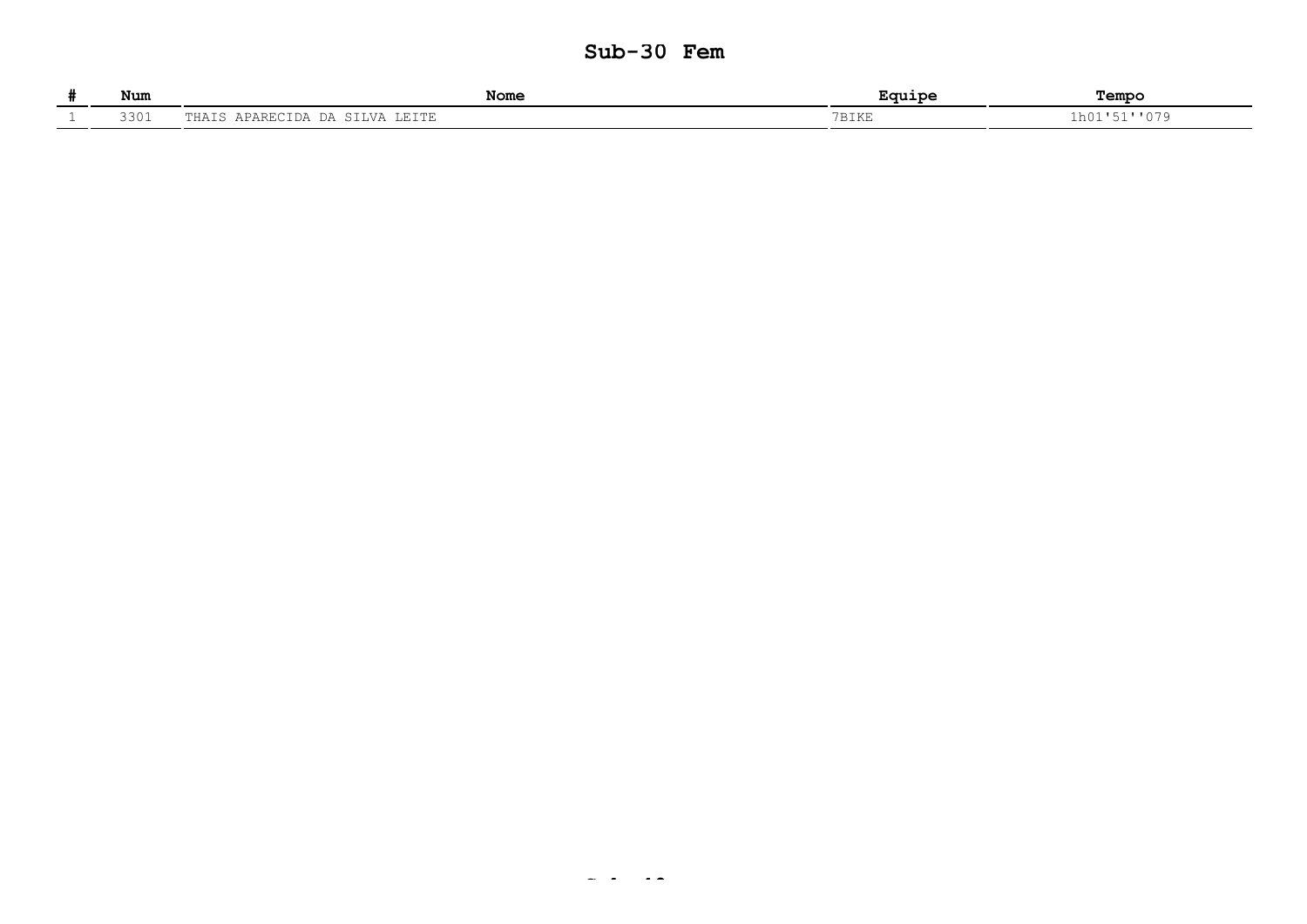## Sub-30 Fem

| # | Num | Nome | Equipe | Tempo |
|---|---|---|---|---|
| 1 | 3301 | THAIS APARECIDA DA SILVA LEITE | 7BIKE | 1h01'51''079 |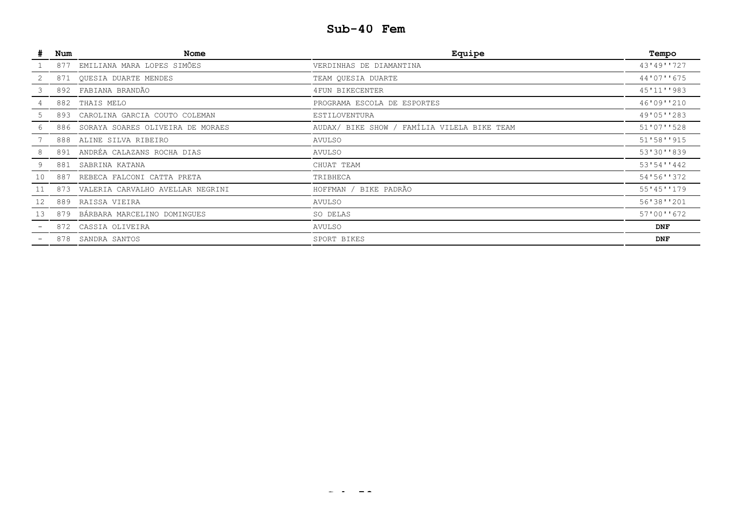## Sub-40 Fem

| # | Num | Nome | Equipe | Tempo |
|---|---|---|---|---|
| 1 | 877 | EMILIANA MARA LOPES SIMÕES | VERDINHAS DE DIAMANTINA | 43'49''727 |
| 2 | 871 | QUESIA DUARTE MENDES | TEAM QUESIA DUARTE | 44'07''675 |
| 3 | 892 | FABIANA BRANDÃO | 4FUN BIKECENTER | 45'11''983 |
| 4 | 882 | THAIS MELO | PROGRAMA ESCOLA DE ESPORTES | 46'09''210 |
| 5 | 893 | CAROLINA GARCIA COUTO COLEMAN | ESTILOVENTURA | 49'05''283 |
| 6 | 886 | SORAYA SOARES OLIVEIRA DE MORAES | AUDAX/ BIKE SHOW / FAMÍLIA VILELA BIKE TEAM | 51'07''528 |
| 7 | 888 | ALINE SILVA RIBEIRO | AVULSO | 51'58''915 |
| 8 | 891 | ANDRÉA CALAZANS ROCHA DIAS | AVULSO | 53'30''839 |
| 9 | 881 | SABRINA KATANA | CHUAT TEAM | 53'54''442 |
| 10 | 887 | REBECA FALCONI CATTA PRETA | TRIBHECA | 54'56''372 |
| 11 | 873 | VALERIA CARVALHO AVELLAR NEGRINI | HOFFMAN / BIKE PADRÃO | 55'45''179 |
| 12 | 889 | RAISSA VIEIRA | AVULSO | 56'38''201 |
| 13 | 879 | BÁRBARA MARCELINO DOMINGUES | SO DELAS | 57'00''672 |
| - | 872 | CASSIA OLIVEIRA | AVULSO | **DNF** |
| - | 878 | SANDRA SANTOS | SPORT BIKES | **DNF** |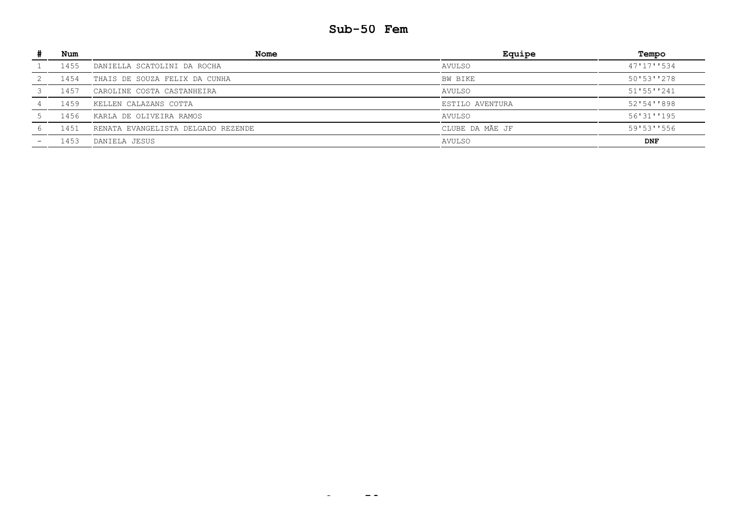# Sub-50 Fem

| # | Num | Nome | Equipe | Tempo |
|---|---|---|---|---|
| 1 | 1455 | DANIELLA SCATOLINI DA ROCHA | AVULSO | 47'17''534 |
| 2 | 1454 | THAIS DE SOUZA FELIX DA CUNHA | BW BIKE | 50'53''278 |
| 3 | 1457 | CAROLINE COSTA CASTANHEIRA | AVULSO | 51'55''241 |
| 4 | 1459 | KELLEN CALAZANS COTTA | ESTILO AVENTURA | 52'54''898 |
| 5 | 1456 | KARLA DE OLIVEIRA RAMOS | AVULSO | 56'31''195 |
| 6 | 1451 | RENATA EVANGELISTA DELGADO REZENDE | CLUBE DA MÃE JF | 59'53''556 |
| - | 1453 | DANIELA JESUS | AVULSO | **DNF** |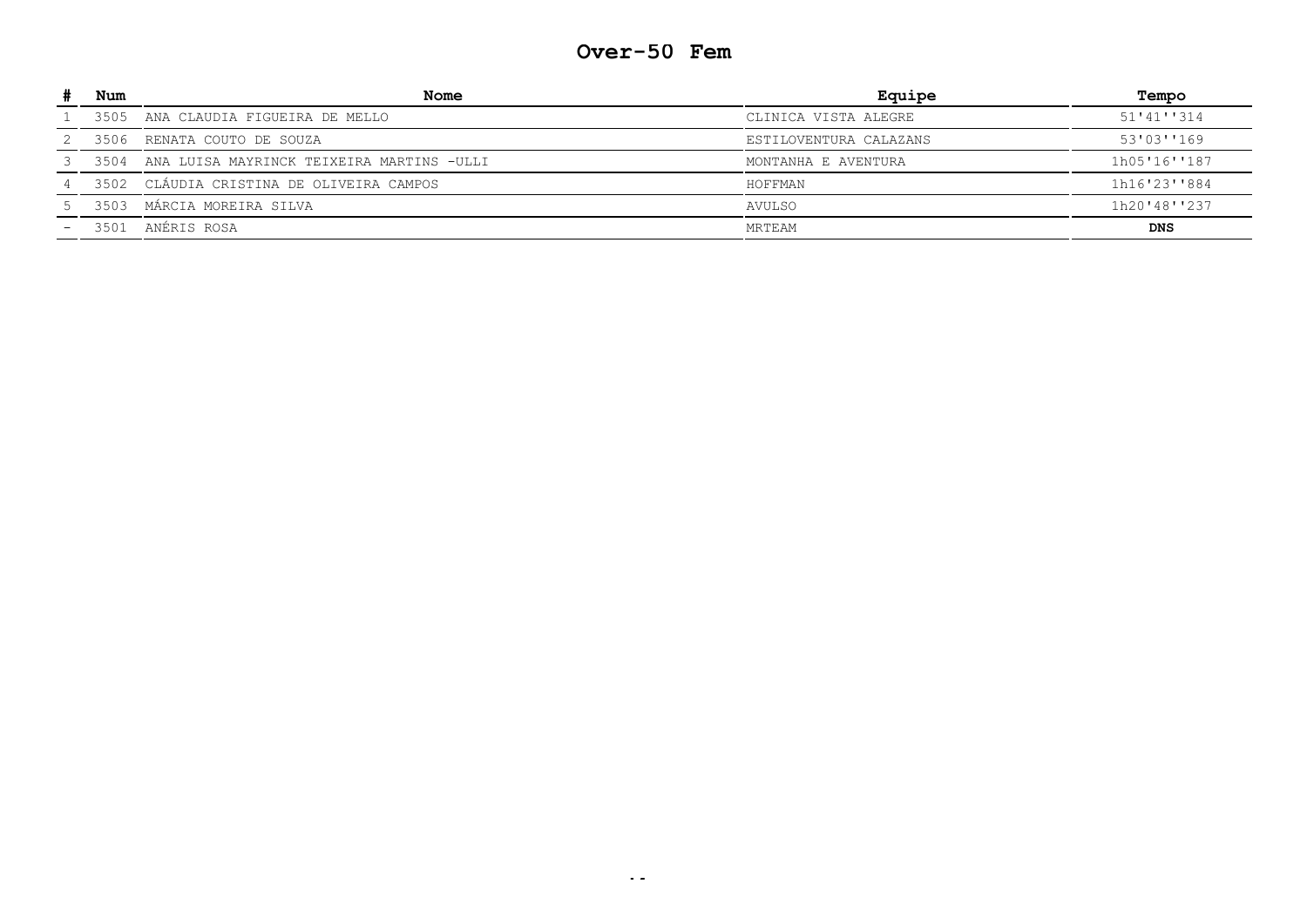## Over-50 Fem

| # | Num | Nome | Equipe | Tempo |
|---|---|---|---|---|
| 1 | 3505 | ANA CLAUDIA FIGUEIRA DE MELLO | CLINICA VISTA ALEGRE | 51'41''314 |
| 2 | 3506 | RENATA COUTO DE SOUZA | ESTILOVENTURA CALAZANS | 53'03''169 |
| 3 | 3504 | ANA LUISA MAYRINCK TEIXEIRA MARTINS -ULLI | MONTANHA E AVENTURA | 1h05'16''187 |
| 4 | 3502 | CLÁUDIA CRISTINA DE OLIVEIRA CAMPOS | HOFFMAN | 1h16'23''884 |
| 5 | 3503 | MÁRCIA MOREIRA SILVA | AVULSO | 1h20'48''237 |
| - | 3501 | ANÉRIS ROSA | MRTEAM | **DNS** |